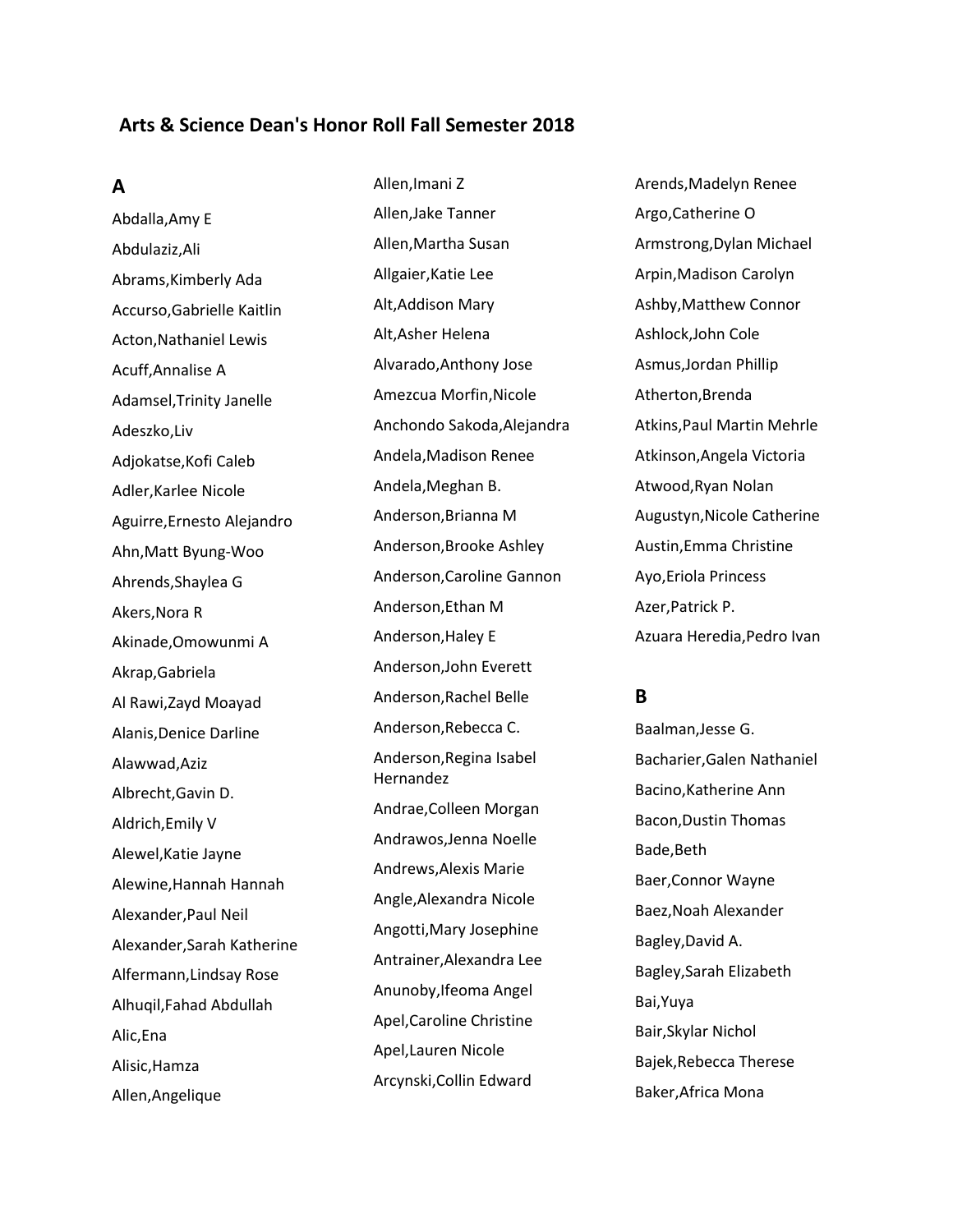# Arts & Science Dean's Honor Roll Fall Semester 2018

## A

Abdalla,Amy E

Abdulaziz,Ali

Abrams,Kimberly Ada

Accurso,Gabrielle Kaitlin

Acton,Nathaniel Lewis

Acuff,Annalise A

Adamsel,Trinity Janelle

Adeszko,Liv

Adjokatse,Kofi Caleb

Adler,Karlee Nicole

Aguirre,Ernesto Alejandro

Ahn,Matt Byung-Woo

Ahrends,Shaylea G

Akers,Nora R

Akinade,Omowunmi A

Akrap,Gabriela

Al Rawi,Zayd Moayad

Alanis,Denice Darline

Alawwad,Aziz

Albrecht,Gavin D.

Aldrich,Emily V

Alewel,Katie Jayne

Alewine,Hannah Hannah

Alexander,Paul Neil

Alexander,Sarah Katherine

Alfermann,Lindsay Rose

Alhuqil,Fahad Abdullah

Alic,Ena

Alisic,Hamza

Allen,Angelique

Allen,Imani Z

Allen,Jake Tanner

Allen,Martha Susan

Allgaier,Katie Lee

Alt,Addison Mary

Alt,Asher Helena

Alvarado,Anthony Jose

Amezcua Morfin,Nicole

Anchondo Sakoda,Alejandra

Andela,Madison Renee

Andela,Meghan B.

Anderson,Brianna M

Anderson,Brooke Ashley

Anderson,Caroline Gannon

Anderson,Ethan M

Anderson,Haley E

Anderson,John Everett

Anderson,Rachel Belle

Anderson,Rebecca C.

Anderson,Regina Isabel Hernandez

Andrae,Colleen Morgan

Andrawos,Jenna Noelle

Andrews,Alexis Marie

Angle,Alexandra Nicole

Angotti,Mary Josephine

Antrainer,Alexandra Lee

Anunoby,Ifeoma Angel

Apel,Caroline Christine

Apel,Lauren Nicole

Arcynski,Collin Edward

Arends,Madelyn Renee

Argo,Catherine O

Armstrong,Dylan Michael

Arpin,Madison Carolyn

Ashby,Matthew Connor

Ashlock,John Cole

Asmus,Jordan Phillip

Atherton,Brenda

Atkins,Paul Martin Mehrle

Atkinson,Angela Victoria

Atwood,Ryan Nolan

Augustyn,Nicole Catherine

Austin,Emma Christine

Ayo,Eriola Princess

Azer,Patrick P.

Azuara Heredia,Pedro Ivan

## B

Baalman,Jesse G.

Bacharier,Galen Nathaniel

Bacino,Katherine Ann

Bacon,Dustin Thomas

Bade,Beth

Baer,Connor Wayne

Baez,Noah Alexander

Bagley,David A.

Bagley,Sarah Elizabeth

Bai,Yuya

Bair,Skylar Nichol

Bajek,Rebecca Therese

Baker,Africa Mona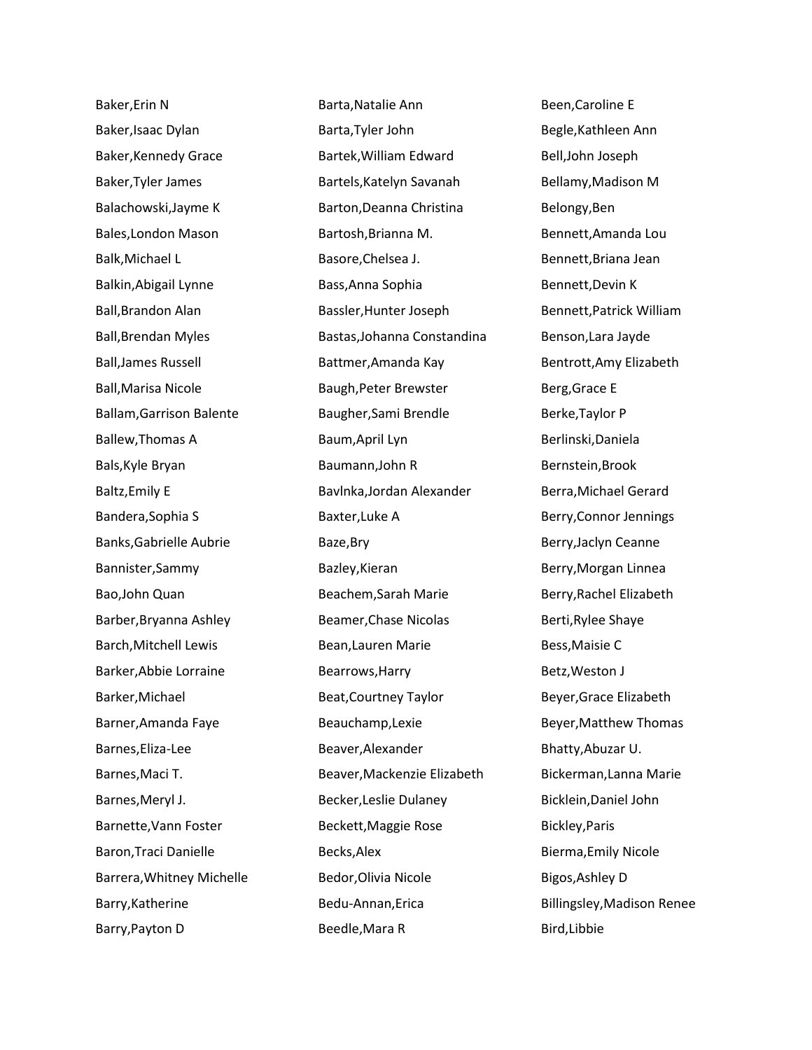Baker,Erin N
Baker,Isaac Dylan
Baker,Kennedy Grace
Baker,Tyler James
Balachowski,Jayme K
Bales,London Mason
Balk,Michael L
Balkin,Abigail Lynne
Ball,Brandon Alan
Ball,Brendan Myles
Ball,James Russell
Ball,Marisa Nicole
Ballam,Garrison Balente
Ballew,Thomas A
Bals,Kyle Bryan
Baltz,Emily E
Bandera,Sophia S
Banks,Gabrielle Aubrie
Bannister,Sammy
Bao,John Quan
Barber,Bryanna Ashley
Barch,Mitchell Lewis
Barker,Abbie Lorraine
Barker,Michael
Barner,Amanda Faye
Barnes,Eliza-Lee
Barnes,Maci T.
Barnes,Meryl J.
Barnette,Vann Foster
Baron,Traci Danielle
Barrera,Whitney Michelle
Barry,Katherine
Barry,Payton D

Barta,Natalie Ann
Barta,Tyler John
Bartek,William Edward
Bartels,Katelyn Savanah
Barton,Deanna Christina
Bartosh,Brianna M.
Basore,Chelsea J.
Bass,Anna Sophia
Bassler,Hunter Joseph
Bastas,Johanna Constandina
Battmer,Amanda Kay
Baugh,Peter Brewster
Baugher,Sami Brendle
Baum,April Lyn
Baumann,John R
Bavlnka,Jordan Alexander
Baxter,Luke A
Baze,Bry
Bazley,Kieran
Beachem,Sarah Marie
Beamer,Chase Nicolas
Bean,Lauren Marie
Bearrows,Harry
Beat,Courtney Taylor
Beauchamp,Lexie
Beaver,Alexander
Beaver,Mackenzie Elizabeth
Becker,Leslie Dulaney
Beckett,Maggie Rose
Becks,Alex
Bedor,Olivia Nicole
Bedu-Annan,Erica
Beedle,Mara R

Been,Caroline E
Begle,Kathleen Ann
Bell,John Joseph
Bellamy,Madison M
Belongy,Ben
Bennett,Amanda Lou
Bennett,Briana Jean
Bennett,Devin K
Bennett,Patrick William
Benson,Lara Jayde
Bentrott,Amy Elizabeth
Berg,Grace E
Berke,Taylor P
Berlinski,Daniela
Bernstein,Brook
Berra,Michael Gerard
Berry,Connor Jennings
Berry,Jaclyn Ceanne
Berry,Morgan Linnea
Berry,Rachel Elizabeth
Berti,Rylee Shaye
Bess,Maisie C
Betz,Weston J
Beyer,Grace Elizabeth
Beyer,Matthew Thomas
Bhatty,Abuzar U.
Bickerman,Lanna Marie
Bicklein,Daniel John
Bickley,Paris
Bierma,Emily Nicole
Bigos,Ashley D
Billingsley,Madison Renee
Bird,Libbie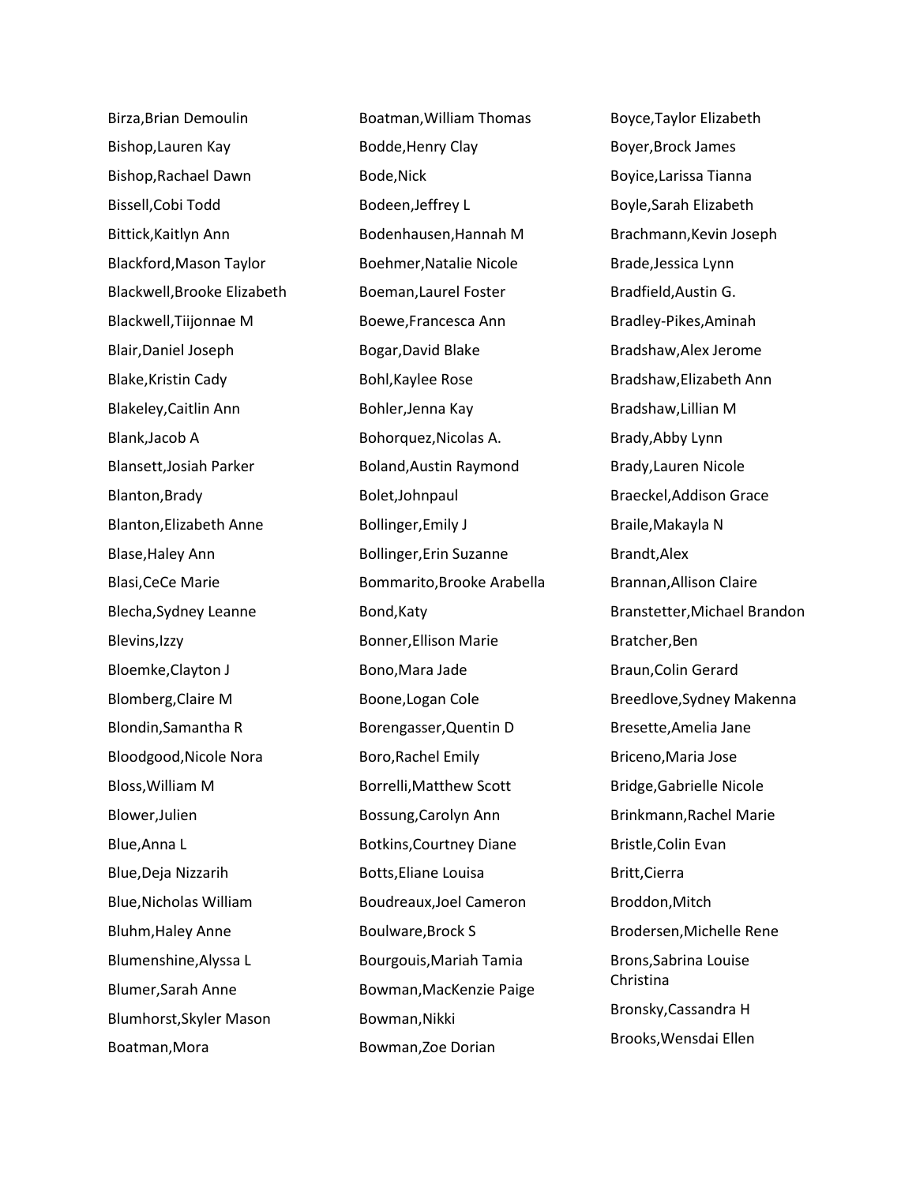Birza,Brian Demoulin
Bishop,Lauren Kay
Bishop,Rachael Dawn
Bissell,Cobi Todd
Bittick,Kaitlyn Ann
Blackford,Mason Taylor
Blackwell,Brooke Elizabeth
Blackwell,Tiijonnae M
Blair,Daniel Joseph
Blake,Kristin Cady
Blakeley,Caitlin Ann
Blank,Jacob A
Blansett,Josiah Parker
Blanton,Brady
Blanton,Elizabeth Anne
Blase,Haley Ann
Blasi,CeCe Marie
Blecha,Sydney Leanne
Blevins,Izzy
Bloemke,Clayton J
Blomberg,Claire M
Blondin,Samantha R
Bloodgood,Nicole Nora
Bloss,William M
Blower,Julien
Blue,Anna L
Blue,Deja Nizzarih
Blue,Nicholas William
Bluhm,Haley Anne
Blumenshine,Alyssa L
Blumer,Sarah Anne
Blumhorst,Skyler Mason
Boatman,Mora
Boatman,William Thomas
Bodde,Henry Clay
Bode,Nick
Bodeen,Jeffrey L
Bodenhausen,Hannah M
Boehmer,Natalie Nicole
Boeman,Laurel Foster
Boewe,Francesca Ann
Bogar,David Blake
Bohl,Kaylee Rose
Bohler,Jenna Kay
Bohorquez,Nicolas A.
Boland,Austin Raymond
Bolet,Johnpaul
Bollinger,Emily J
Bollinger,Erin Suzanne
Bommarito,Brooke Arabella
Bond,Katy
Bonner,Ellison Marie
Bono,Mara Jade
Boone,Logan Cole
Borengasser,Quentin D
Boro,Rachel Emily
Borrelli,Matthew Scott
Bossung,Carolyn Ann
Botkins,Courtney Diane
Botts,Eliane Louisa
Boudreaux,Joel Cameron
Boulware,Brock S
Bourgouis,Mariah Tamia
Bowman,MacKenzie Paige
Bowman,Nikki
Bowman,Zoe Dorian
Boyce,Taylor Elizabeth
Boyer,Brock James
Boyice,Larissa Tianna
Boyle,Sarah Elizabeth
Brachmann,Kevin Joseph
Brade,Jessica Lynn
Bradfield,Austin G.
Bradley-Pikes,Aminah
Bradshaw,Alex Jerome
Bradshaw,Elizabeth Ann
Bradshaw,Lillian M
Brady,Abby Lynn
Brady,Lauren Nicole
Braeckel,Addison Grace
Braile,Makayla N
Brandt,Alex
Brannan,Allison Claire
Branstetter,Michael Brandon
Bratcher,Ben
Braun,Colin Gerard
Breedlove,Sydney Makenna
Bresette,Amelia Jane
Briceno,Maria Jose
Bridge,Gabrielle Nicole
Brinkmann,Rachel Marie
Bristle,Colin Evan
Britt,Cierra
Broddon,Mitch
Brodersen,Michelle Rene
Brons,Sabrina Louise Christina
Bronsky,Cassandra H
Brooks,Wensdai Ellen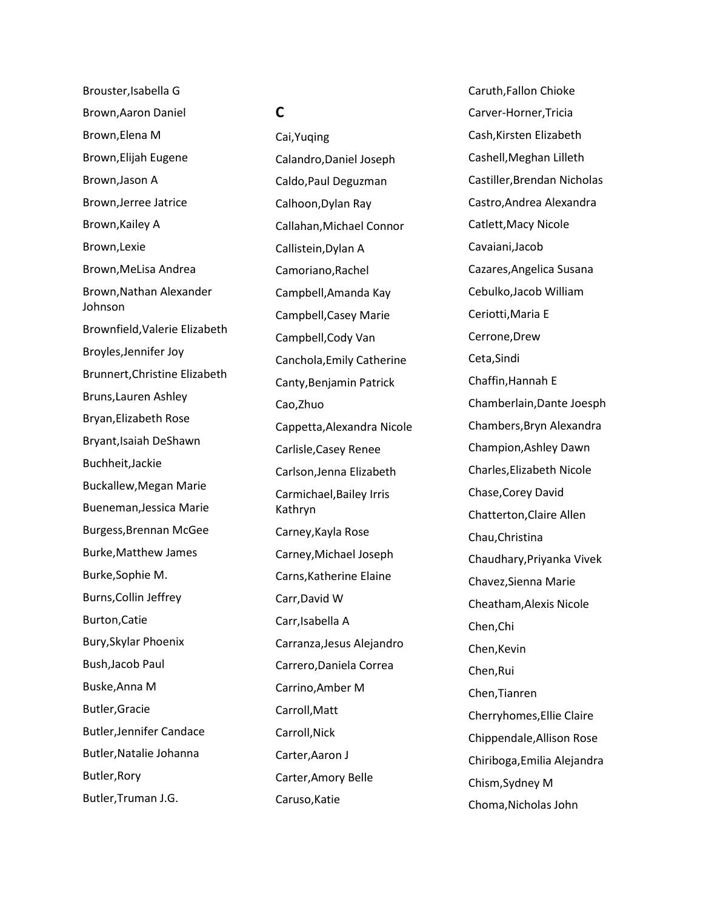Brouster,Isabella G

Brown,Aaron Daniel

Brown,Elena M

Brown,Elijah Eugene

Brown,Jason A

Brown,Jerree Jatrice

Brown,Kailey A

Brown,Lexie

Brown,MeLisa Andrea

Brown,Nathan Alexander Johnson

Brownfield,Valerie Elizabeth

Broyles,Jennifer Joy

Brunnert,Christine Elizabeth

Bruns,Lauren Ashley

Bryan,Elizabeth Rose

Bryant,Isaiah DeShawn

Buchheit,Jackie

Buckallew,Megan Marie

Bueneman,Jessica Marie

Burgess,Brennan McGee

Burke,Matthew James

Burke,Sophie M.

Burns,Collin Jeffrey

Burton,Catie

Bury,Skylar Phoenix

Bush,Jacob Paul

Buske,Anna M

Butler,Gracie

Butler,Jennifer Candace

Butler,Natalie Johanna

Butler,Rory

Butler,Truman J.G.

## C

Cai,Yuqing

Calandro,Daniel Joseph

Caldo,Paul Deguzman

Calhoon,Dylan Ray

Callahan,Michael Connor

Callistein,Dylan A

Camoriano,Rachel

Campbell,Amanda Kay

Campbell,Casey Marie

Campbell,Cody Van

Canchola,Emily Catherine

Canty,Benjamin Patrick

Cao,Zhuo

Cappetta,Alexandra Nicole

Carlisle,Casey Renee

Carlson,Jenna Elizabeth

Carmichael,Bailey Irris Kathryn

Carney,Kayla Rose

Carney,Michael Joseph

Carns,Katherine Elaine

Carr,David W

Carr,Isabella A

Carranza,Jesus Alejandro

Carrero,Daniela Correa

Carrino,Amber M

Carroll,Matt

Carroll,Nick

Carter,Aaron J

Carter,Amory Belle

Caruso,Katie

Caruth,Fallon Chioke

Carver-Horner,Tricia

Cash,Kirsten Elizabeth

Cashell,Meghan Lilleth

Castiller,Brendan Nicholas

Castro,Andrea Alexandra

Catlett,Macy Nicole

Cavaiani,Jacob

Cazares,Angelica Susana

Cebulko,Jacob William

Ceriotti,Maria E

Cerrone,Drew

Ceta,Sindi

Chaffin,Hannah E

Chamberlain,Dante Joesph

Chambers,Bryn Alexandra

Champion,Ashley Dawn

Charles,Elizabeth Nicole

Chase,Corey David

Chatterton,Claire Allen

Chau,Christina

Chaudhary,Priyanka Vivek

Chavez,Sienna Marie

Cheatham,Alexis Nicole

Chen,Chi

Chen,Kevin

Chen,Rui

Chen,Tianren

Cherryhomes,Ellie Claire

Chippendale,Allison Rose

Chiriboga,Emilia Alejandra

Chism,Sydney M

Choma,Nicholas John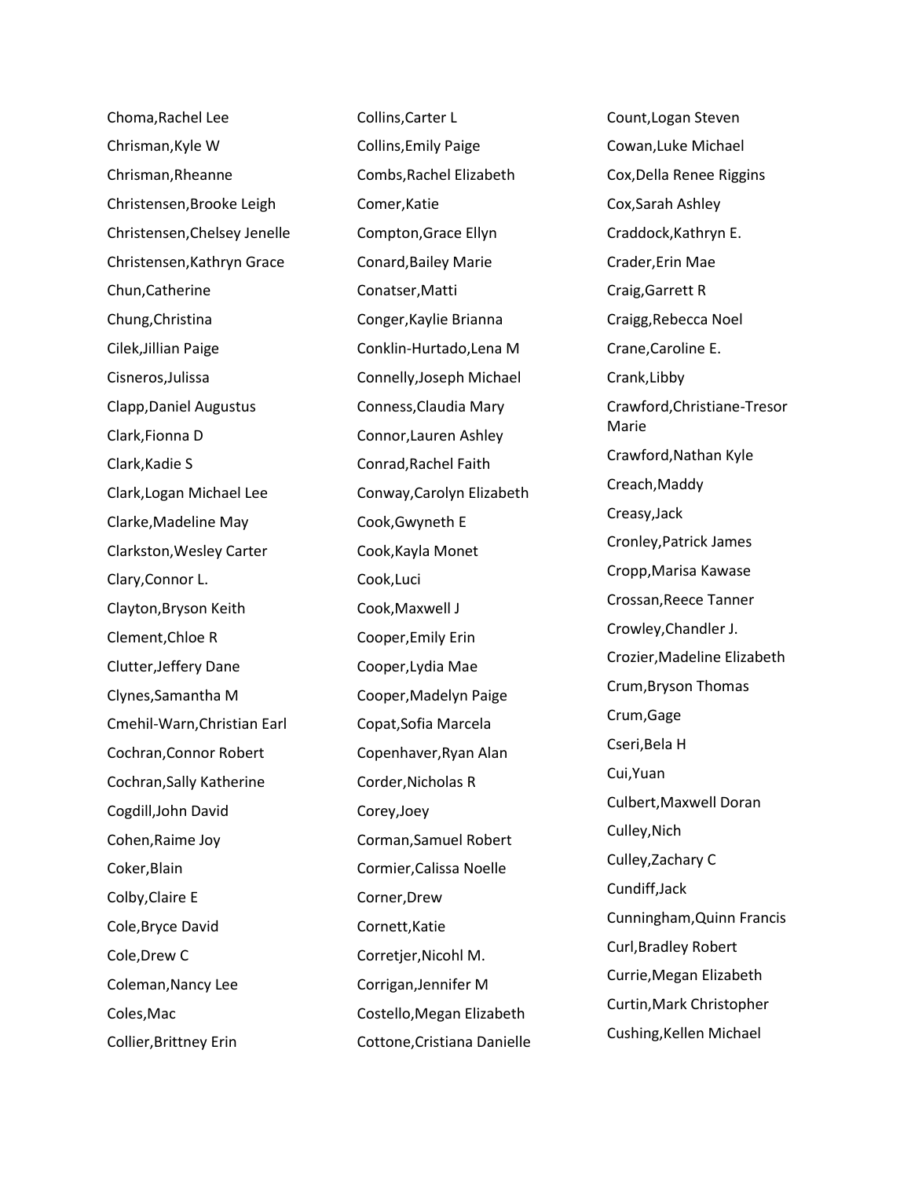Choma,Rachel Lee
Chrisman,Kyle W
Chrisman,Rheanne
Christensen,Brooke Leigh
Christensen,Chelsey Jenelle
Christensen,Kathryn Grace
Chun,Catherine
Chung,Christina
Cilek,Jillian Paige
Cisneros,Julissa
Clapp,Daniel Augustus
Clark,Fionna D
Clark,Kadie S
Clark,Logan Michael Lee
Clarke,Madeline May
Clarkston,Wesley Carter
Clary,Connor L.
Clayton,Bryson Keith
Clement,Chloe R
Clutter,Jeffery Dane
Clynes,Samantha M
Cmehil-Warn,Christian Earl
Cochran,Connor Robert
Cochran,Sally Katherine
Cogdill,John David
Cohen,Raime Joy
Coker,Blain
Colby,Claire E
Cole,Bryce David
Cole,Drew C
Coleman,Nancy Lee
Coles,Mac
Collier,Brittney Erin
Collins,Carter L
Collins,Emily Paige
Combs,Rachel Elizabeth
Comer,Katie
Compton,Grace Ellyn
Conard,Bailey Marie
Conatser,Matti
Conger,Kaylie Brianna
Conklin-Hurtado,Lena M
Connelly,Joseph Michael
Conness,Claudia Mary
Connor,Lauren Ashley
Conrad,Rachel Faith
Conway,Carolyn Elizabeth
Cook,Gwyneth E
Cook,Kayla Monet
Cook,Luci
Cook,Maxwell J
Cooper,Emily Erin
Cooper,Lydia Mae
Cooper,Madelyn Paige
Copat,Sofia Marcela
Copenhaver,Ryan Alan
Corder,Nicholas R
Corey,Joey
Corman,Samuel Robert
Cormier,Calissa Noelle
Corner,Drew
Cornett,Katie
Corretjer,Nicohl M.
Corrigan,Jennifer M
Costello,Megan Elizabeth
Cottone,Cristiana Danielle
Count,Logan Steven
Cowan,Luke Michael
Cox,Della Renee Riggins
Cox,Sarah Ashley
Craddock,Kathryn E.
Crader,Erin Mae
Craig,Garrett R
Craigg,Rebecca Noel
Crane,Caroline E.
Crank,Libby
Crawford,Christiane-Tresor Marie
Crawford,Nathan Kyle
Creach,Maddy
Creasy,Jack
Cronley,Patrick James
Cropp,Marisa Kawase
Crossan,Reece Tanner
Crowley,Chandler J.
Crozier,Madeline Elizabeth
Crum,Bryson Thomas
Crum,Gage
Cseri,Bela H
Cui,Yuan
Culbert,Maxwell Doran
Culley,Nich
Culley,Zachary C
Cundiff,Jack
Cunningham,Quinn Francis
Curl,Bradley Robert
Currie,Megan Elizabeth
Curtin,Mark Christopher
Cushing,Kellen Michael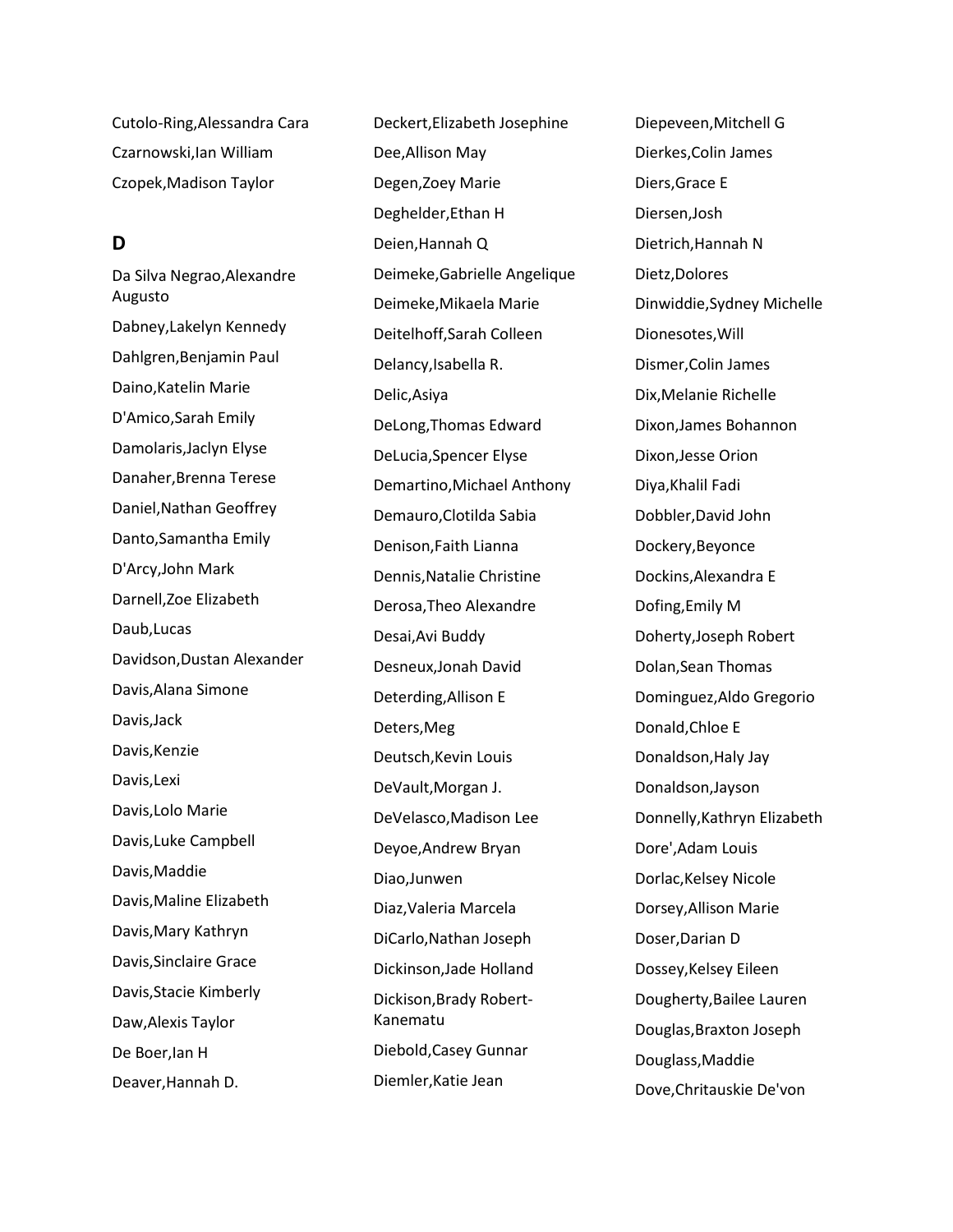Cutolo-Ring,Alessandra Cara

Czarnowski,Ian William

Czopek,Madison Taylor

## D

Da Silva Negrao,Alexandre Augusto

Dabney,Lakelyn Kennedy

Dahlgren,Benjamin Paul

Daino,Katelin Marie

D'Amico,Sarah Emily

Damolaris,Jaclyn Elyse

Danaher,Brenna Terese

Daniel,Nathan Geoffrey

Danto,Samantha Emily

D'Arcy,John Mark

Darnell,Zoe Elizabeth

Daub,Lucas

Davidson,Dustan Alexander

Davis,Alana Simone

Davis,Jack

Davis,Kenzie

Davis,Lexi

Davis,Lolo Marie

Davis,Luke Campbell

Davis,Maddie

Davis,Maline Elizabeth

Davis,Mary Kathryn

Davis,Sinclaire Grace

Davis,Stacie Kimberly

Daw,Alexis Taylor

De Boer,Ian H

Deaver,Hannah D.

Deckert,Elizabeth Josephine

Dee,Allison May

Degen,Zoey Marie

Deghelder,Ethan H

Deien,Hannah Q

Deimeke,Gabrielle Angelique

Deimeke,Mikaela Marie

Deitelhoff,Sarah Colleen

Delancy,Isabella R.

Delic,Asiya

DeLong,Thomas Edward

DeLucia,Spencer Elyse

Demartino,Michael Anthony

Demauro,Clotilda Sabia

Denison,Faith Lianna

Dennis,Natalie Christine

Derosa,Theo Alexandre

Desai,Avi Buddy

Desneux,Jonah David

Deterding,Allison E

Deters,Meg

Deutsch,Kevin Louis

DeVault,Morgan J.

DeVelasco,Madison Lee

Deyoe,Andrew Bryan

Diao,Junwen

Diaz,Valeria Marcela

DiCarlo,Nathan Joseph

Dickinson,Jade Holland

Dickison,Brady Robert-Kanematu

Diebold,Casey Gunnar

Diemler,Katie Jean

Diepeveen,Mitchell G

Dierkes,Colin James

Diers,Grace E

Diersen,Josh

Dietrich,Hannah N

Dietz,Dolores

Dinwiddie,Sydney Michelle

Dionesotes,Will

Dismer,Colin James

Dix,Melanie Richelle

Dixon,James Bohannon

Dixon,Jesse Orion

Diya,Khalil Fadi

Dobbler,David John

Dockery,Beyonce

Dockins,Alexandra E

Dofing,Emily M

Doherty,Joseph Robert

Dolan,Sean Thomas

Dominguez,Aldo Gregorio

Donald,Chloe E

Donaldson,Haly Jay

Donaldson,Jayson

Donnelly,Kathryn Elizabeth

Dore',Adam Louis

Dorlac,Kelsey Nicole

Dorsey,Allison Marie

Doser,Darian D

Dossey,Kelsey Eileen

Dougherty,Bailee Lauren

Douglas,Braxton Joseph

Douglass,Maddie

Dove,Chritauskie De'von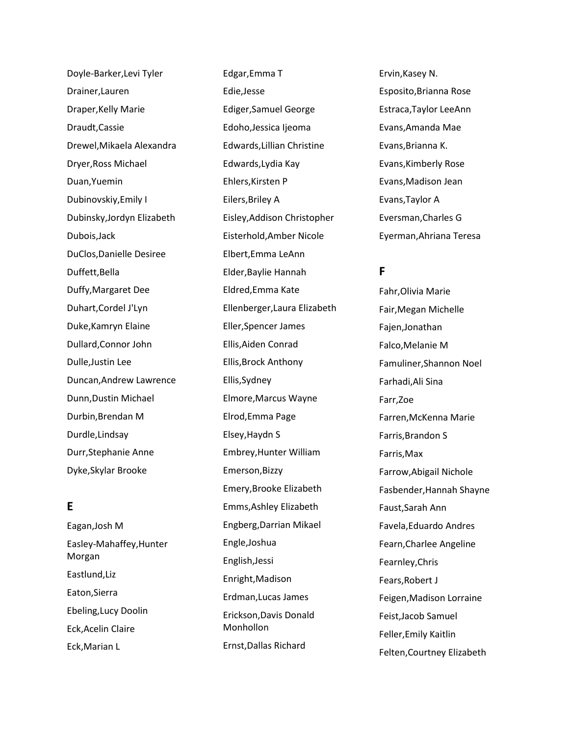Doyle-Barker,Levi Tyler

Drainer,Lauren

Draper,Kelly Marie

Draudt,Cassie

Drewel,Mikaela Alexandra

Dryer,Ross Michael

Duan,Yuemin

Dubinovskiy,Emily I

Dubinsky,Jordyn Elizabeth

Dubois,Jack

DuClos,Danielle Desiree

Duffett,Bella

Duffy,Margaret Dee

Duhart,Cordel J'Lyn

Duke,Kamryn Elaine

Dullard,Connor John

Dulle,Justin Lee

Duncan,Andrew Lawrence

Dunn,Dustin Michael

Durbin,Brendan M

Durdle,Lindsay

Durr,Stephanie Anne

Dyke,Skylar Brooke

## E

Eagan,Josh M

Easley-Mahaffey,Hunter Morgan

Eastlund,Liz

Eaton,Sierra

Ebeling,Lucy Doolin

Eck,Acelin Claire

Eck,Marian L

Edgar,Emma T

Edie,Jesse

Ediger,Samuel George

Edoho,Jessica Ijeoma

Edwards,Lillian Christine

Edwards,Lydia Kay

Ehlers,Kirsten P

Eilers,Briley A

Eisley,Addison Christopher

Eisterhold,Amber Nicole

Elbert,Emma LeAnn

Elder,Baylie Hannah

Eldred,Emma Kate

Ellenberger,Laura Elizabeth

Eller,Spencer James

Ellis,Aiden Conrad

Ellis,Brock Anthony

Ellis,Sydney

Elmore,Marcus Wayne

Elrod,Emma Page

Elsey,Haydn S

Embrey,Hunter William

Emerson,Bizzy

Emery,Brooke Elizabeth

Emms,Ashley Elizabeth

Engberg,Darrian Mikael

Engle,Joshua

English,Jessi

Enright,Madison

Erdman,Lucas James

Erickson,Davis Donald Monhollon

Ernst,Dallas Richard

Ervin,Kasey N.

Esposito,Brianna Rose

Estraca,Taylor LeeAnn

Evans,Amanda Mae

Evans,Brianna K.

Evans,Kimberly Rose

Evans,Madison Jean

Evans,Taylor A

Eversman,Charles G

Eyerman,Ahriana Teresa

## F

Fahr,Olivia Marie

Fair,Megan Michelle

Fajen,Jonathan

Falco,Melanie M

Famuliner,Shannon Noel

Farhadi,Ali Sina

Farr,Zoe

Farren,McKenna Marie

Farris,Brandon S

Farris,Max

Farrow,Abigail Nichole

Fasbender,Hannah Shayne

Faust,Sarah Ann

Favela,Eduardo Andres

Fearn,Charlee Angeline

Fearnley,Chris

Fears,Robert J

Feigen,Madison Lorraine

Feist,Jacob Samuel

Feller,Emily Kaitlin

Felten,Courtney Elizabeth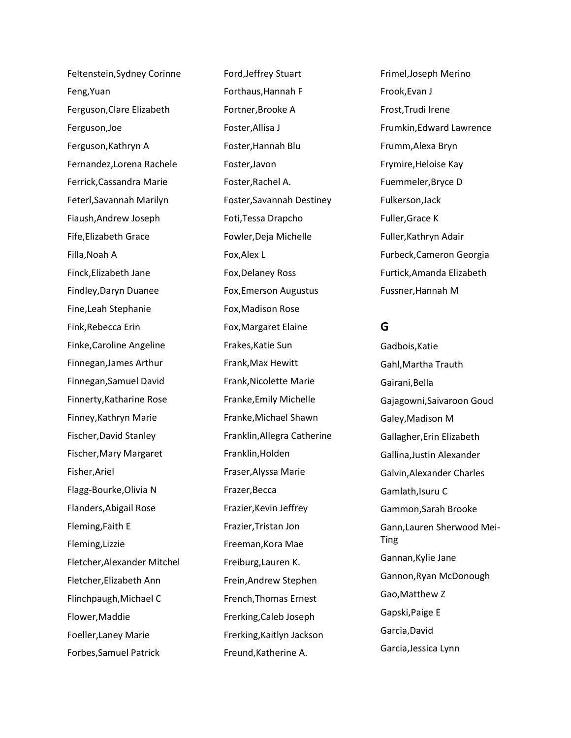Feltenstein,Sydney Corinne
Feng,Yuan
Ferguson,Clare Elizabeth
Ferguson,Joe
Ferguson,Kathryn A
Fernandez,Lorena Rachele
Ferrick,Cassandra Marie
Feterl,Savannah Marilyn
Fiaush,Andrew Joseph
Fife,Elizabeth Grace
Filla,Noah A
Finck,Elizabeth Jane
Findley,Daryn Duanee
Fine,Leah Stephanie
Fink,Rebecca Erin
Finke,Caroline Angeline
Finnegan,James Arthur
Finnegan,Samuel David
Finnerty,Katharine Rose
Finney,Kathryn Marie
Fischer,David Stanley
Fischer,Mary Margaret
Fisher,Ariel
Flagg-Bourke,Olivia N
Flanders,Abigail Rose
Fleming,Faith E
Fleming,Lizzie
Fletcher,Alexander Mitchel
Fletcher,Elizabeth Ann
Flinchpaugh,Michael C
Flower,Maddie
Foeller,Laney Marie
Forbes,Samuel Patrick
Ford,Jeffrey Stuart
Forthaus,Hannah F
Fortner,Brooke A
Foster,Allisa J
Foster,Hannah Blu
Foster,Javon
Foster,Rachel A.
Foster,Savannah Destiney
Foti,Tessa Drapcho
Fowler,Deja Michelle
Fox,Alex L
Fox,Delaney Ross
Fox,Emerson Augustus
Fox,Madison Rose
Fox,Margaret Elaine
Frakes,Katie Sun
Frank,Max Hewitt
Frank,Nicolette Marie
Franke,Emily Michelle
Franke,Michael Shawn
Franklin,Allegra Catherine
Franklin,Holden
Fraser,Alyssa Marie
Frazer,Becca
Frazier,Kevin Jeffrey
Frazier,Tristan Jon
Freeman,Kora Mae
Freiburg,Lauren K.
Frein,Andrew Stephen
French,Thomas Ernest
Frerking,Caleb Joseph
Frerking,Kaitlyn Jackson
Freund,Katherine A.
Frimel,Joseph Merino
Frook,Evan J
Frost,Trudi Irene
Frumkin,Edward Lawrence
Frumm,Alexa Bryn
Frymire,Heloise Kay
Fuemmeler,Bryce D
Fulkerson,Jack
Fuller,Grace K
Fuller,Kathryn Adair
Furbeck,Cameron Georgia
Furtick,Amanda Elizabeth
Fussner,Hannah M

## G

Gadbois,Katie
Gahl,Martha Trauth
Gairani,Bella
Gajagowni,Saivaroon Goud
Galey,Madison M
Gallagher,Erin Elizabeth
Gallina,Justin Alexander
Galvin,Alexander Charles
Gamlath,Isuru C
Gammon,Sarah Brooke
Gann,Lauren Sherwood Mei-Ting
Gannan,Kylie Jane
Gannon,Ryan McDonough
Gao,Matthew Z
Gapski,Paige E
Garcia,David
Garcia,Jessica Lynn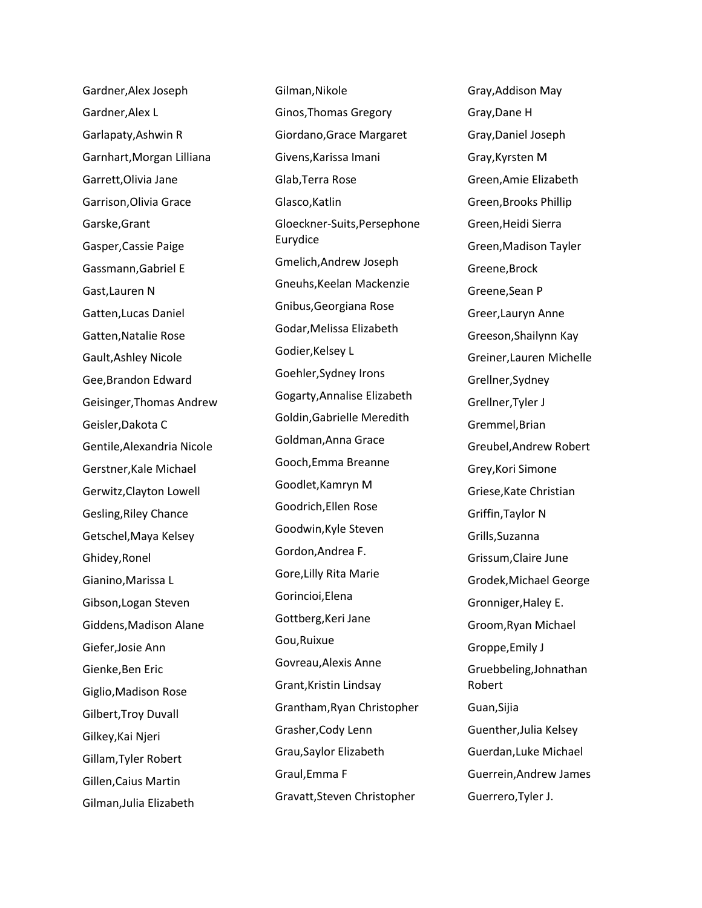Gardner,Alex Joseph
Gardner,Alex L
Garlapaty,Ashwin R
Garnhart,Morgan Lilliana
Garrett,Olivia Jane
Garrison,Olivia Grace
Garske,Grant
Gasper,Cassie Paige
Gassmann,Gabriel E
Gast,Lauren N
Gatten,Lucas Daniel
Gatten,Natalie Rose
Gault,Ashley Nicole
Gee,Brandon Edward
Geisinger,Thomas Andrew
Geisler,Dakota C
Gentile,Alexandria Nicole
Gerstner,Kale Michael
Gerwitz,Clayton Lowell
Gesling,Riley Chance
Getschel,Maya Kelsey
Ghidey,Ronel
Gianino,Marissa L
Gibson,Logan Steven
Giddens,Madison Alane
Giefer,Josie Ann
Gienke,Ben Eric
Giglio,Madison Rose
Gilbert,Troy Duvall
Gilkey,Kai Njeri
Gillam,Tyler Robert
Gillen,Caius Martin
Gilman,Julia Elizabeth
Gilman,Nikole
Ginos,Thomas Gregory
Giordano,Grace Margaret
Givens,Karissa Imani
Glab,Terra Rose
Glasco,Katlin
Gloeckner-Suits,Persephone Eurydice
Gmelich,Andrew Joseph
Gneuhs,Keelan Mackenzie
Gnibus,Georgiana Rose
Godar,Melissa Elizabeth
Godier,Kelsey L
Goehler,Sydney Irons
Gogarty,Annalise Elizabeth
Goldin,Gabrielle Meredith
Goldman,Anna Grace
Gooch,Emma Breanne
Goodlet,Kamryn M
Goodrich,Ellen Rose
Goodwin,Kyle Steven
Gordon,Andrea F.
Gore,Lilly Rita Marie
Gorincioi,Elena
Gottberg,Keri Jane
Gou,Ruixue
Govreau,Alexis Anne
Grant,Kristin Lindsay
Grantham,Ryan Christopher
Grasher,Cody Lenn
Grau,Saylor Elizabeth
Graul,Emma F
Gravatt,Steven Christopher
Gray,Addison May
Gray,Dane H
Gray,Daniel Joseph
Gray,Kyrsten M
Green,Amie Elizabeth
Green,Brooks Phillip
Green,Heidi Sierra
Green,Madison Tayler
Greene,Brock
Greene,Sean P
Greer,Lauryn Anne
Greeson,Shailynn Kay
Greiner,Lauren Michelle
Grellner,Sydney
Grellner,Tyler J
Gremmel,Brian
Greubel,Andrew Robert
Grey,Kori Simone
Griese,Kate Christian
Griffin,Taylor N
Grills,Suzanna
Grissum,Claire June
Grodek,Michael George
Gronniger,Haley E.
Groom,Ryan Michael
Groppe,Emily J
Gruebbeling,Johnathan Robert
Guan,Sijia
Guenther,Julia Kelsey
Guerdan,Luke Michael
Guerrein,Andrew James
Guerrero,Tyler J.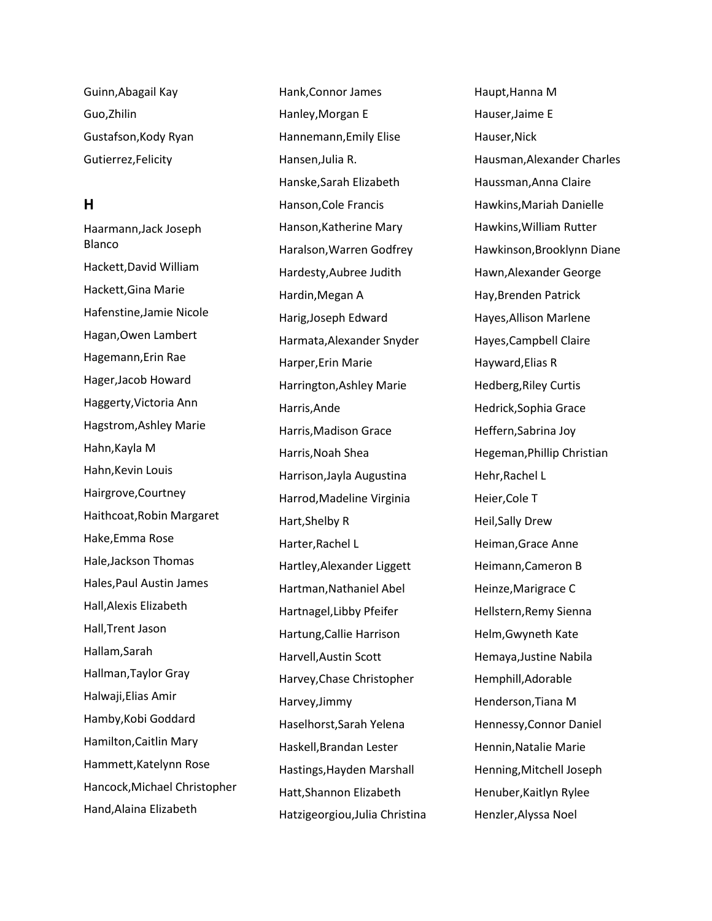Guinn,Abagail Kay

Guo,Zhilin

Gustafson,Kody Ryan

Gutierrez,Felicity

## H

Haarmann,Jack Joseph Blanco

Hackett,David William

Hackett,Gina Marie

Hafenstine,Jamie Nicole

Hagan,Owen Lambert

Hagemann,Erin Rae

Hager,Jacob Howard

Haggerty,Victoria Ann

Hagstrom,Ashley Marie

Hahn,Kayla M

Hahn,Kevin Louis

Hairgrove,Courtney

Haithcoat,Robin Margaret

Hake,Emma Rose

Hale,Jackson Thomas

Hales,Paul Austin James

Hall,Alexis Elizabeth

Hall,Trent Jason

Hallam,Sarah

Hallman,Taylor Gray

Halwaji,Elias Amir

Hamby,Kobi Goddard

Hamilton,Caitlin Mary

Hammett,Katelynn Rose

Hancock,Michael Christopher

Hand,Alaina Elizabeth

Hank,Connor James

Hanley,Morgan E

Hannemann,Emily Elise

Hansen,Julia R.

Hanske,Sarah Elizabeth

Hanson,Cole Francis

Hanson,Katherine Mary

Haralson,Warren Godfrey

Hardesty,Aubree Judith

Hardin,Megan A

Harig,Joseph Edward

Harmata,Alexander Snyder

Harper,Erin Marie

Harrington,Ashley Marie

Harris,Ande

Harris,Madison Grace

Harris,Noah Shea

Harrison,Jayla Augustina

Harrod,Madeline Virginia

Hart,Shelby R

Harter,Rachel L

Hartley,Alexander Liggett

Hartman,Nathaniel Abel

Hartnagel,Libby Pfeifer

Hartung,Callie Harrison

Harvell,Austin Scott

Harvey,Chase Christopher

Harvey,Jimmy

Haselhorst,Sarah Yelena

Haskell,Brandan Lester

Hastings,Hayden Marshall

Hatt,Shannon Elizabeth

Hatzigeorgiou,Julia Christina

Haupt,Hanna M

Hauser,Jaime E

Hauser,Nick

Hausman,Alexander Charles

Haussman,Anna Claire

Hawkins,Mariah Danielle

Hawkins,William Rutter

Hawkinson,Brooklynn Diane

Hawn,Alexander George

Hay,Brenden Patrick

Hayes,Allison Marlene

Hayes,Campbell Claire

Hayward,Elias R

Hedberg,Riley Curtis

Hedrick,Sophia Grace

Heffern,Sabrina Joy

Hegeman,Phillip Christian

Hehr,Rachel L

Heier,Cole T

Heil,Sally Drew

Heiman,Grace Anne

Heimann,Cameron B

Heinze,Marigrace C

Hellstern,Remy Sienna

Helm,Gwyneth Kate

Hemaya,Justine Nabila

Hemphill,Adorable

Henderson,Tiana M

Hennessy,Connor Daniel

Hennin,Natalie Marie

Henning,Mitchell Joseph

Henuber,Kaitlyn Rylee

Henzler,Alyssa Noel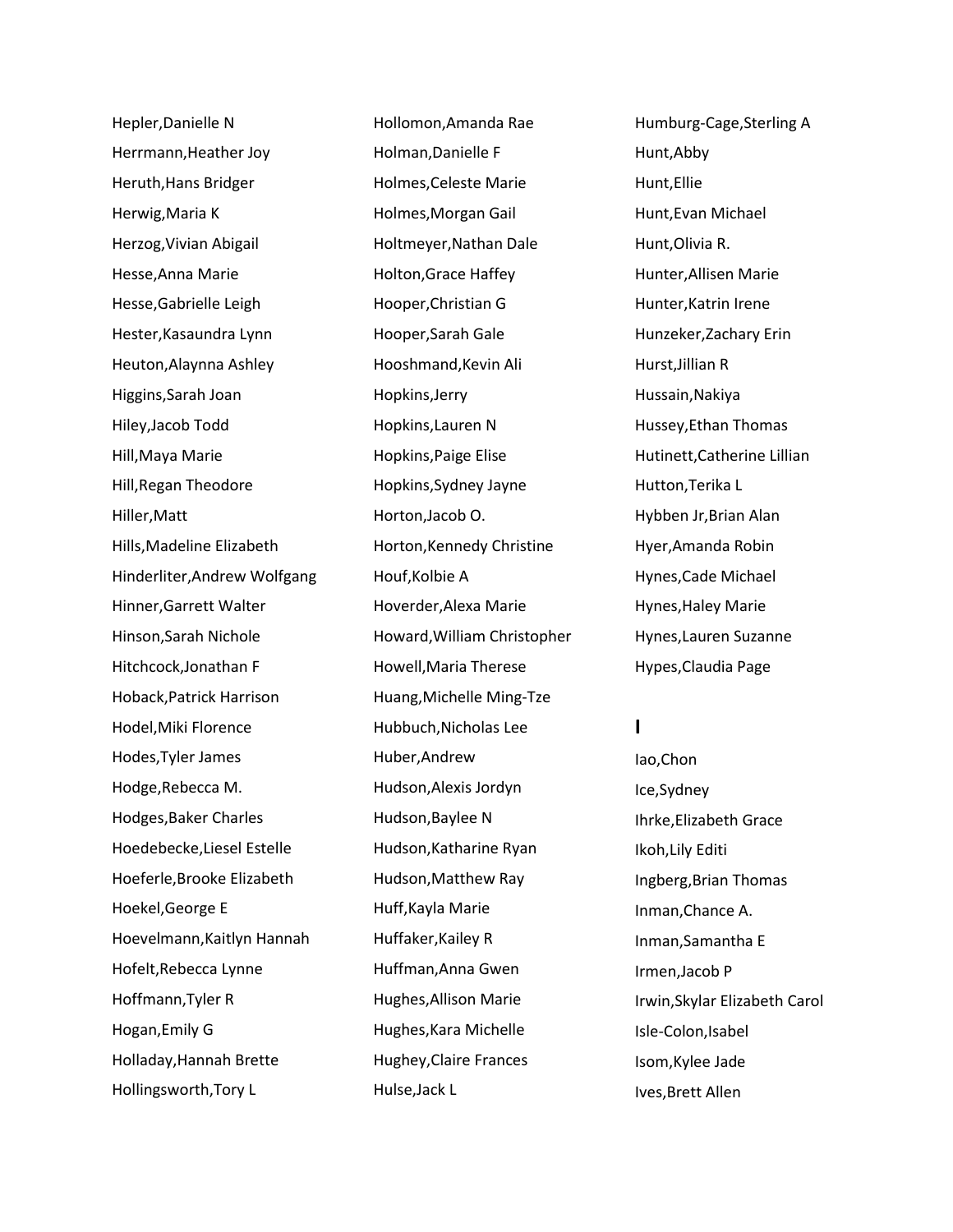Hepler,Danielle N
Herrmann,Heather Joy
Heruth,Hans Bridger
Herwig,Maria K
Herzog,Vivian Abigail
Hesse,Anna Marie
Hesse,Gabrielle Leigh
Hester,Kasaundra Lynn
Heuton,Alaynna Ashley
Higgins,Sarah Joan
Hiley,Jacob Todd
Hill,Maya Marie
Hill,Regan Theodore
Hiller,Matt
Hills,Madeline Elizabeth
Hinderliter,Andrew Wolfgang
Hinner,Garrett Walter
Hinson,Sarah Nichole
Hitchcock,Jonathan F
Hoback,Patrick Harrison
Hodel,Miki Florence
Hodes,Tyler James
Hodge,Rebecca M.
Hodges,Baker Charles
Hoedebecke,Liesel Estelle
Hoeferle,Brooke Elizabeth
Hoekel,George E
Hoevelmann,Kaitlyn Hannah
Hofelt,Rebecca Lynne
Hoffmann,Tyler R
Hogan,Emily G
Holladay,Hannah Brette
Hollingsworth,Tory L
Hollomon,Amanda Rae
Holman,Danielle F
Holmes,Celeste Marie
Holmes,Morgan Gail
Holtmeyer,Nathan Dale
Holton,Grace Haffey
Hooper,Christian G
Hooper,Sarah Gale
Hooshmand,Kevin Ali
Hopkins,Jerry
Hopkins,Lauren N
Hopkins,Paige Elise
Hopkins,Sydney Jayne
Horton,Jacob O.
Horton,Kennedy Christine
Houf,Kolbie A
Hoverder,Alexa Marie
Howard,William Christopher
Howell,Maria Therese
Huang,Michelle Ming-Tze
Hubbuch,Nicholas Lee
Huber,Andrew
Hudson,Alexis Jordyn
Hudson,Baylee N
Hudson,Katharine Ryan
Hudson,Matthew Ray
Huff,Kayla Marie
Huffaker,Kailey R
Huffman,Anna Gwen
Hughes,Allison Marie
Hughes,Kara Michelle
Hughey,Claire Frances
Hulse,Jack L
Humburg-Cage,Sterling A
Hunt,Abby
Hunt,Ellie
Hunt,Evan Michael
Hunt,Olivia R.
Hunter,Allisen Marie
Hunter,Katrin Irene
Hunzeker,Zachary Erin
Hurst,Jillian R
Hussain,Nakiya
Hussey,Ethan Thomas
Hutinett,Catherine Lillian
Hutton,Terika L
Hybben Jr,Brian Alan
Hyer,Amanda Robin
Hynes,Cade Michael
Hynes,Haley Marie
Hynes,Lauren Suzanne
Hypes,Claudia Page

## I

Iao,Chon
Ice,Sydney
Ihrke,Elizabeth Grace
Ikoh,Lily Editi
Ingberg,Brian Thomas
Inman,Chance A.
Inman,Samantha E
Irmen,Jacob P
Irwin,Skylar Elizabeth Carol
Isle-Colon,Isabel
Isom,Kylee Jade
Ives,Brett Allen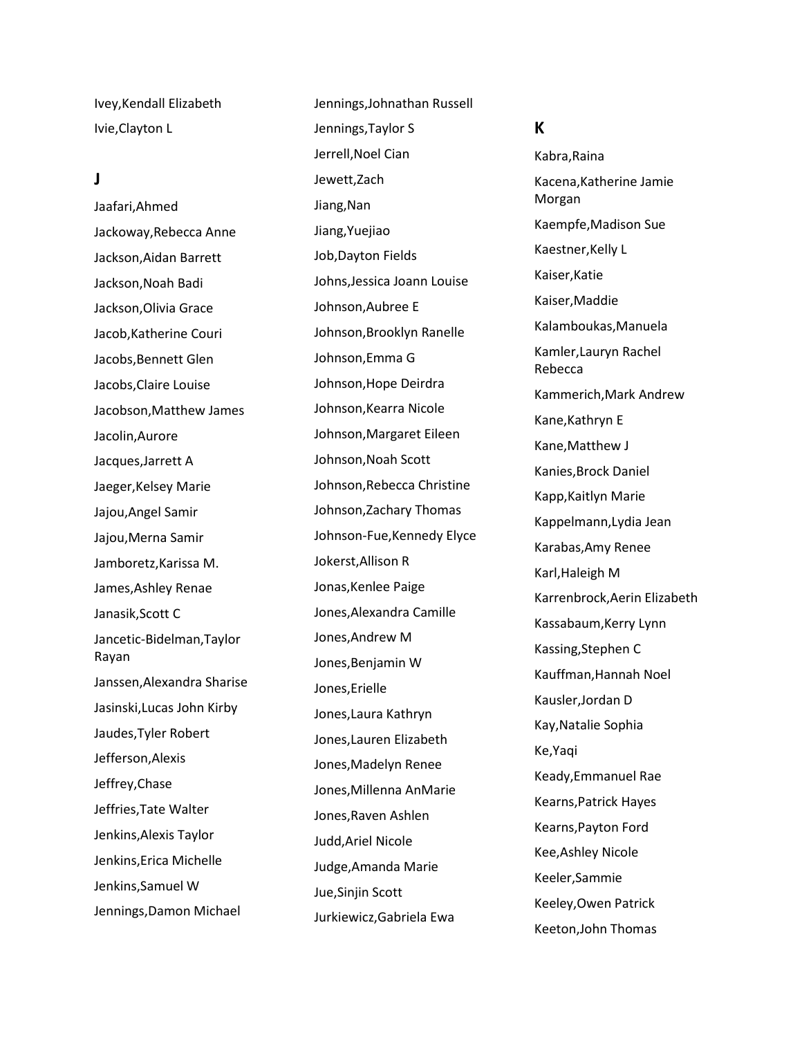Ivey,Kendall Elizabeth

Ivie,Clayton L

## J

Jaafari,Ahmed

Jackoway,Rebecca Anne

Jackson,Aidan Barrett

Jackson,Noah Badi

Jackson,Olivia Grace

Jacob,Katherine Couri

Jacobs,Bennett Glen

Jacobs,Claire Louise

Jacobson,Matthew James

Jacolin,Aurore

Jacques,Jarrett A

Jaeger,Kelsey Marie

Jajou,Angel Samir

Jajou,Merna Samir

Jamboretz,Karissa M.

James,Ashley Renae

Janasik,Scott C

Jancetic-Bidelman,Taylor Rayan

Janssen,Alexandra Sharise

Jasinski,Lucas John Kirby

Jaudes,Tyler Robert

Jefferson,Alexis

Jeffrey,Chase

Jeffries,Tate Walter

Jenkins,Alexis Taylor

Jenkins,Erica Michelle

Jenkins,Samuel W

Jennings,Damon Michael

Jennings,Johnathan Russell

Jennings,Taylor S

Jerrell,Noel Cian

Jewett,Zach

Jiang,Nan

Jiang,Yuejiao

Job,Dayton Fields

Johns,Jessica Joann Louise

Johnson,Aubree E

Johnson,Brooklyn Ranelle

Johnson,Emma G

Johnson,Hope Deirdra

Johnson,Kearra Nicole

Johnson,Margaret Eileen

Johnson,Noah Scott

Johnson,Rebecca Christine

Johnson,Zachary Thomas

Johnson-Fue,Kennedy Elyce

Jokerst,Allison R

Jonas,Kenlee Paige

Jones,Alexandra Camille

Jones,Andrew M

Jones,Benjamin W

Jones,Erielle

Jones,Laura Kathryn

Jones,Lauren Elizabeth

Jones,Madelyn Renee

Jones,Millenna AnMarie

Jones,Raven Ashlen

Judd,Ariel Nicole

Judge,Amanda Marie

Jue,Sinjin Scott

Jurkiewicz,Gabriela Ewa

## K

Kabra,Raina

Kacena,Katherine Jamie Morgan

Kaempfe,Madison Sue

Kaestner,Kelly L

Kaiser,Katie

Kaiser,Maddie

Kalamboukas,Manuela

Kamler,Lauryn Rachel Rebecca

Kammerich,Mark Andrew

Kane,Kathryn E

Kane,Matthew J

Kanies,Brock Daniel

Kapp,Kaitlyn Marie

Kappelmann,Lydia Jean

Karabas,Amy Renee

Karl,Haleigh M

Karrenbrock,Aerin Elizabeth

Kassabaum,Kerry Lynn

Kassing,Stephen C

Kauffman,Hannah Noel

Kausler,Jordan D

Kay,Natalie Sophia

Ke,Yaqi

Keady,Emmanuel Rae

Kearns,Patrick Hayes

Kearns,Payton Ford

Kee,Ashley Nicole

Keeler,Sammie

Keeley,Owen Patrick

Keeton,John Thomas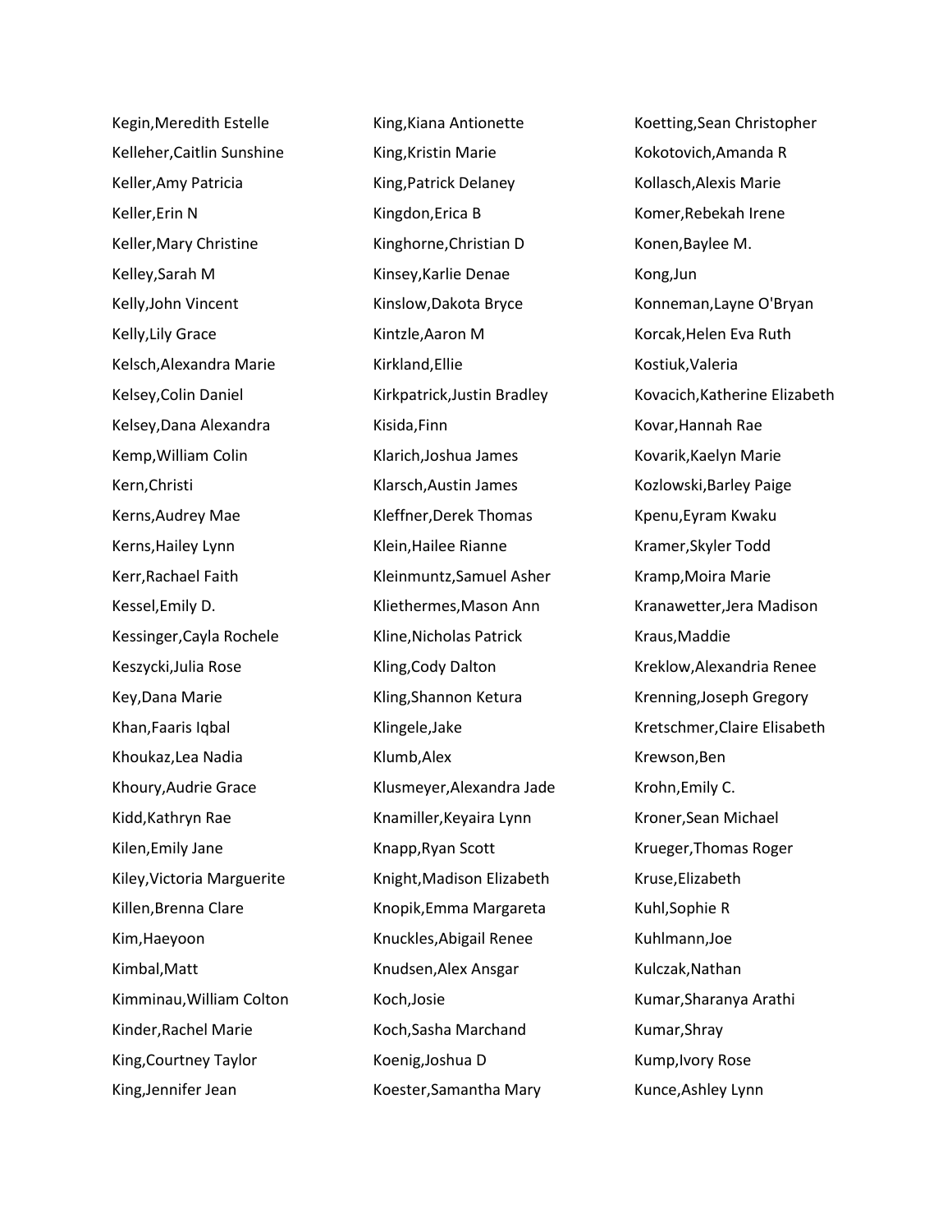Kegin,Meredith Estelle
Kelleher,Caitlin Sunshine
Keller,Amy Patricia
Keller,Erin N
Keller,Mary Christine
Kelley,Sarah M
Kelly,John Vincent
Kelly,Lily Grace
Kelsch,Alexandra Marie
Kelsey,Colin Daniel
Kelsey,Dana Alexandra
Kemp,William Colin
Kern,Christi
Kerns,Audrey Mae
Kerns,Hailey Lynn
Kerr,Rachael Faith
Kessel,Emily D.
Kessinger,Cayla Rochele
Keszycki,Julia Rose
Key,Dana Marie
Khan,Faaris Iqbal
Khoukaz,Lea Nadia
Khoury,Audrie Grace
Kidd,Kathryn Rae
Kilen,Emily Jane
Kiley,Victoria Marguerite
Killen,Brenna Clare
Kim,Haeyoon
Kimbal,Matt
Kimminau,William Colton
Kinder,Rachel Marie
King,Courtney Taylor
King,Jennifer Jean
King,Kiana Antionette
King,Kristin Marie
King,Patrick Delaney
Kingdon,Erica B
Kinghorne,Christian D
Kinsey,Karlie Denae
Kinslow,Dakota Bryce
Kintzle,Aaron M
Kirkland,Ellie
Kirkpatrick,Justin Bradley
Kisida,Finn
Klarich,Joshua James
Klarsch,Austin James
Kleffner,Derek Thomas
Klein,Hailee Rianne
Kleinmuntz,Samuel Asher
Kliethermes,Mason Ann
Kline,Nicholas Patrick
Kling,Cody Dalton
Kling,Shannon Ketura
Klingele,Jake
Klumb,Alex
Klusmeyer,Alexandra Jade
Knamiller,Keyaira Lynn
Knapp,Ryan Scott
Knight,Madison Elizabeth
Knopik,Emma Margareta
Knuckles,Abigail Renee
Knudsen,Alex Ansgar
Koch,Josie
Koch,Sasha Marchand
Koenig,Joshua D
Koester,Samantha Mary
Koetting,Sean Christopher
Kokotovich,Amanda R
Kollasch,Alexis Marie
Komer,Rebekah Irene
Konen,Baylee M.
Kong,Jun
Konneman,Layne O'Bryan
Korcak,Helen Eva Ruth
Kostiuk,Valeria
Kovacich,Katherine Elizabeth
Kovar,Hannah Rae
Kovarik,Kaelyn Marie
Kozlowski,Barley Paige
Kpenu,Eyram Kwaku
Kramer,Skyler Todd
Kramp,Moira Marie
Kranawetter,Jera Madison
Kraus,Maddie
Kreklow,Alexandria Renee
Krenning,Joseph Gregory
Kretschmer,Claire Elisabeth
Krewson,Ben
Krohn,Emily C.
Kroner,Sean Michael
Krueger,Thomas Roger
Kruse,Elizabeth
Kuhl,Sophie R
Kuhlmann,Joe
Kulczak,Nathan
Kumar,Sharanya Arathi
Kumar,Shray
Kump,Ivory Rose
Kunce,Ashley Lynn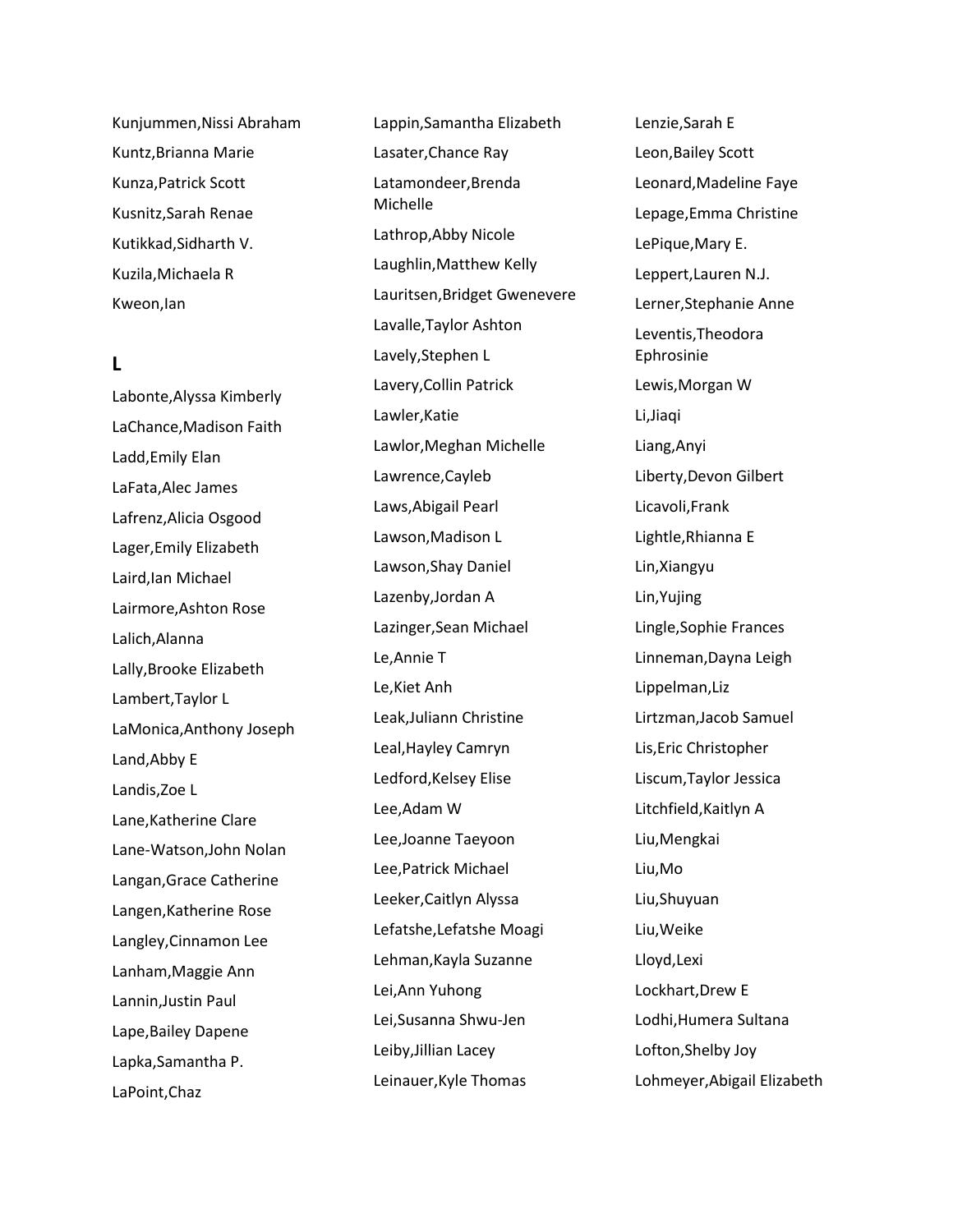Kunjummen,Nissi Abraham
Kuntz,Brianna Marie
Kunza,Patrick Scott
Kusnitz,Sarah Renae
Kutikkad,Sidharth V.
Kuzila,Michaela R
Kweon,Ian

**L**

Labonte,Alyssa Kimberly
LaChance,Madison Faith
Ladd,Emily Elan
LaFata,Alec James
Lafrenz,Alicia Osgood
Lager,Emily Elizabeth
Laird,Ian Michael
Lairmore,Ashton Rose
Lalich,Alanna
Lally,Brooke Elizabeth
Lambert,Taylor L
LaMonica,Anthony Joseph
Land,Abby E
Landis,Zoe L
Lane,Katherine Clare
Lane-Watson,John Nolan
Langan,Grace Catherine
Langen,Katherine Rose
Langley,Cinnamon Lee
Lanham,Maggie Ann
Lannin,Justin Paul
Lape,Bailey Dapene
Lapka,Samantha P.
LaPoint,Chaz
Lappin,Samantha Elizabeth
Lasater,Chance Ray
Latamondeer,Brenda Michelle
Lathrop,Abby Nicole
Laughlin,Matthew Kelly
Lauritsen,Bridget Gwenevere
Lavalle,Taylor Ashton
Lavely,Stephen L
Lavery,Collin Patrick
Lawler,Katie
Lawlor,Meghan Michelle
Lawrence,Cayleb
Laws,Abigail Pearl
Lawson,Madison L
Lawson,Shay Daniel
Lazenby,Jordan A
Lazinger,Sean Michael
Le,Annie T
Le,Kiet Anh
Leak,Juliann Christine
Leal,Hayley Camryn
Ledford,Kelsey Elise
Lee,Adam W
Lee,Joanne Taeyoon
Lee,Patrick Michael
Leeker,Caitlyn Alyssa
Lefatshe,Lefatshe Moagi
Lehman,Kayla Suzanne
Lei,Ann Yuhong
Lei,Susanna Shwu-Jen
Leiby,Jillian Lacey
Leinauer,Kyle Thomas
Lenzie,Sarah E
Leon,Bailey Scott
Leonard,Madeline Faye
Lepage,Emma Christine
LePique,Mary E.
Leppert,Lauren N.J.
Lerner,Stephanie Anne
Leventis,Theodora Ephrosinie
Lewis,Morgan W
Li,Jiaqi
Liang,Anyi
Liberty,Devon Gilbert
Licavoli,Frank
Lightle,Rhianna E
Lin,Xiangyu
Lin,Yujing
Lingle,Sophie Frances
Linneman,Dayna Leigh
Lippelman,Liz
Lirtzman,Jacob Samuel
Lis,Eric Christopher
Liscum,Taylor Jessica
Litchfield,Kaitlyn A
Liu,Mengkai
Liu,Mo
Liu,Shuyuan
Liu,Weike
Lloyd,Lexi
Lockhart,Drew E
Lodhi,Humera Sultana
Lofton,Shelby Joy
Lohmeyer,Abigail Elizabeth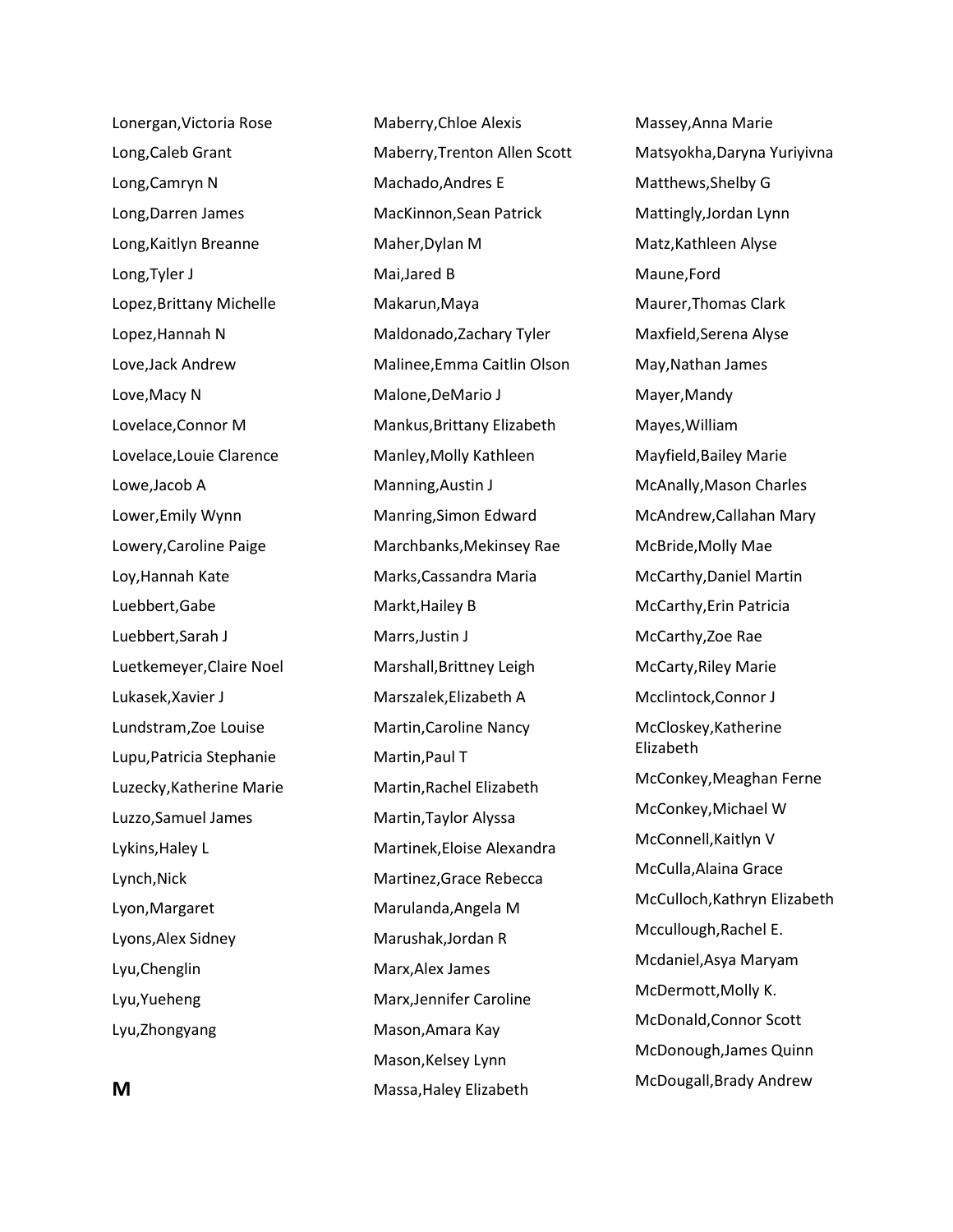Lonergan,Victoria Rose

Long,Caleb Grant

Long,Camryn N

Long,Darren James

Long,Kaitlyn Breanne

Long,Tyler J

Lopez,Brittany Michelle

Lopez,Hannah N

Love,Jack Andrew

Love,Macy N

Lovelace,Connor M

Lovelace,Louie Clarence

Lowe,Jacob A

Lower,Emily Wynn

Lowery,Caroline Paige

Loy,Hannah Kate

Luebbert,Gabe

Luebbert,Sarah J

Luetkemeyer,Claire Noel

Lukasek,Xavier J

Lundstram,Zoe Louise

Lupu,Patricia Stephanie

Luzecky,Katherine Marie

Luzzo,Samuel James

Lykins,Haley L

Lynch,Nick

Lyon,Margaret

Lyons,Alex Sidney

Lyu,Chenglin

Lyu,Yueheng

Lyu,Zhongyang

## M

Maberry,Chloe Alexis

Maberry,Trenton Allen Scott

Machado,Andres E

MacKinnon,Sean Patrick

Maher,Dylan M

Mai,Jared B

Makarun,Maya

Maldonado,Zachary Tyler

Malinee,Emma Caitlin Olson

Malone,DeMario J

Mankus,Brittany Elizabeth

Manley,Molly Kathleen

Manning,Austin J

Manring,Simon Edward

Marchbanks,Mekinsey Rae

Marks,Cassandra Maria

Markt,Hailey B

Marrs,Justin J

Marshall,Brittney Leigh

Marszalek,Elizabeth A

Martin,Caroline Nancy

Martin,Paul T

Martin,Rachel Elizabeth

Martin,Taylor Alyssa

Martinek,Eloise Alexandra

Martinez,Grace Rebecca

Marulanda,Angela M

Marushak,Jordan R

Marx,Alex James

Marx,Jennifer Caroline

Mason,Amara Kay

Mason,Kelsey Lynn

Massa,Haley Elizabeth

Massey,Anna Marie

Matsyokha,Daryna Yuriyivna

Matthews,Shelby G

Mattingly,Jordan Lynn

Matz,Kathleen Alyse

Maune,Ford

Maurer,Thomas Clark

Maxfield,Serena Alyse

May,Nathan James

Mayer,Mandy

Mayes,William

Mayfield,Bailey Marie

McAnally,Mason Charles

McAndrew,Callahan Mary

McBride,Molly Mae

McCarthy,Daniel Martin

McCarthy,Erin Patricia

McCarthy,Zoe Rae

McCarty,Riley Marie

Mcclintock,Connor J

McCloskey,Katherine Elizabeth

McConkey,Meaghan Ferne

McConkey,Michael W

McConnell,Kaitlyn V

McCulla,Alaina Grace

McCulloch,Kathryn Elizabeth

Mccullough,Rachel E.

Mcdaniel,Asya Maryam

McDermott,Molly K.

McDonald,Connor Scott

McDonough,James Quinn

McDougall,Brady Andrew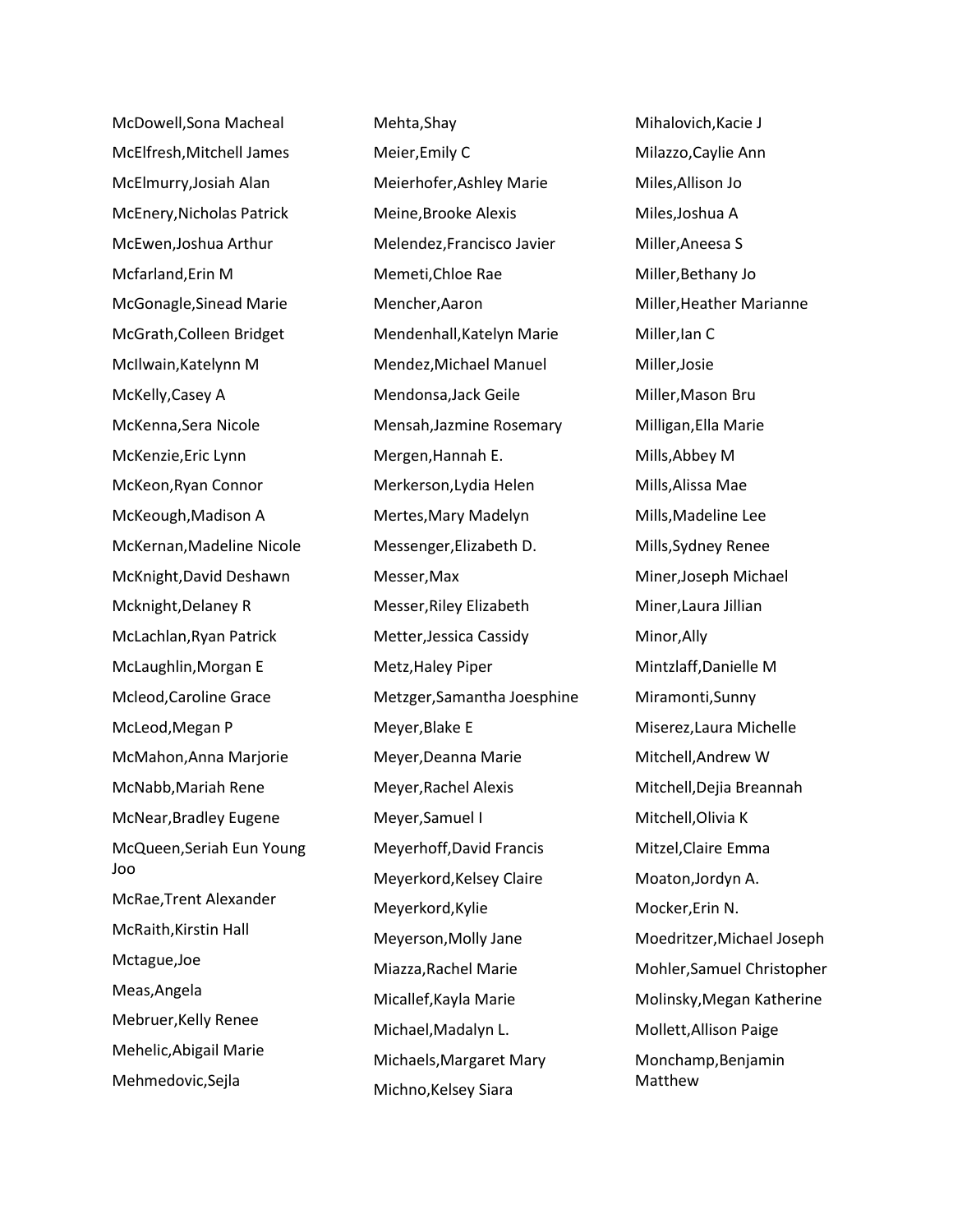McDowell,Sona Macheal
McElfresh,Mitchell James
McElmurry,Josiah Alan
McEnery,Nicholas Patrick
McEwen,Joshua Arthur
Mcfarland,Erin M
McGonagle,Sinead Marie
McGrath,Colleen Bridget
McIlwain,Katelynn M
McKelly,Casey A
McKenna,Sera Nicole
McKenzie,Eric Lynn
McKeon,Ryan Connor
McKeough,Madison A
McKernan,Madeline Nicole
McKnight,David Deshawn
Mcknight,Delaney R
McLachlan,Ryan Patrick
McLaughlin,Morgan E
Mcleod,Caroline Grace
McLeod,Megan P
McMahon,Anna Marjorie
McNabb,Mariah Rene
McNear,Bradley Eugene
McQueen,Seriah Eun Young Joo
McRae,Trent Alexander
McRaith,Kirstin Hall
Mctague,Joe
Meas,Angela
Mebruer,Kelly Renee
Mehelic,Abigail Marie
Mehmedovic,Sejla

Mehta,Shay
Meier,Emily C
Meierhofer,Ashley Marie
Meine,Brooke Alexis
Melendez,Francisco Javier
Memeti,Chloe Rae
Mencher,Aaron
Mendenhall,Katelyn Marie
Mendez,Michael Manuel
Mendonsa,Jack Geile
Mensah,Jazmine Rosemary
Mergen,Hannah E.
Merkerson,Lydia Helen
Mertes,Mary Madelyn
Messenger,Elizabeth D.
Messer,Max
Messer,Riley Elizabeth
Metter,Jessica Cassidy
Metz,Haley Piper
Metzger,Samantha Joesphine
Meyer,Blake E
Meyer,Deanna Marie
Meyer,Rachel Alexis
Meyer,Samuel I
Meyerhoff,David Francis
Meyerkord,Kelsey Claire
Meyerkord,Kylie
Meyerson,Molly Jane
Miazza,Rachel Marie
Micallef,Kayla Marie
Michael,Madalyn L.
Michaels,Margaret Mary
Michno,Kelsey Siara

Mihalovich,Kacie J
Milazzo,Caylie Ann
Miles,Allison Jo
Miles,Joshua A
Miller,Aneesa S
Miller,Bethany Jo
Miller,Heather Marianne
Miller,Ian C
Miller,Josie
Miller,Mason Bru
Milligan,Ella Marie
Mills,Abbey M
Mills,Alissa Mae
Mills,Madeline Lee
Mills,Sydney Renee
Miner,Joseph Michael
Miner,Laura Jillian
Minor,Ally
Mintzlaff,Danielle M
Miramonti,Sunny
Miserez,Laura Michelle
Mitchell,Andrew W
Mitchell,Dejia Breannah
Mitchell,Olivia K
Mitzel,Claire Emma
Moaton,Jordyn A.
Mocker,Erin N.
Moedritzer,Michael Joseph
Mohler,Samuel Christopher
Molinsky,Megan Katherine
Mollett,Allison Paige
Monchamp,Benjamin Matthew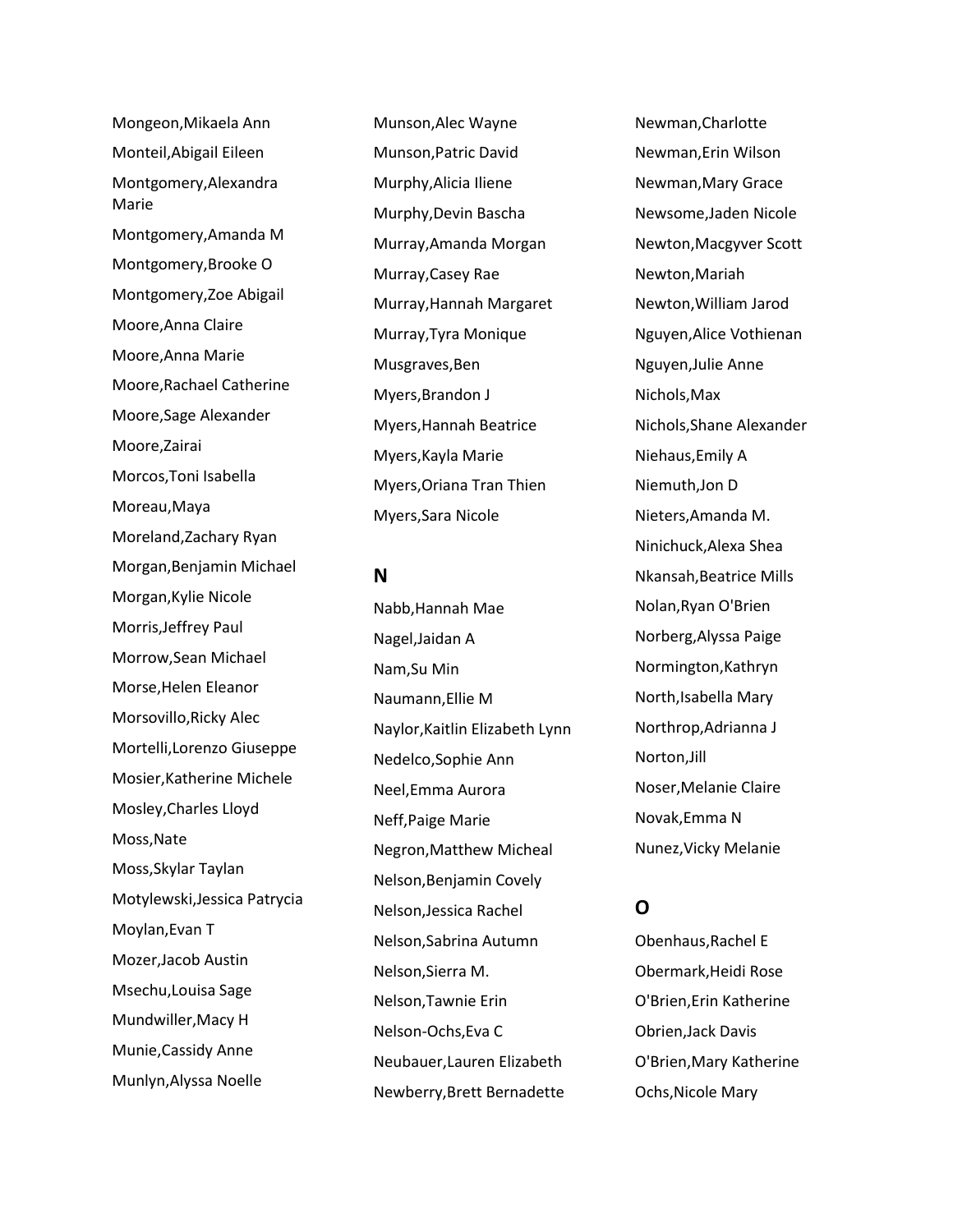Mongeon,Mikaela Ann

Monteil,Abigail Eileen

Montgomery,Alexandra Marie

Montgomery,Amanda M

Montgomery,Brooke O

Montgomery,Zoe Abigail

Moore,Anna Claire

Moore,Anna Marie

Moore,Rachael Catherine

Moore,Sage Alexander

Moore,Zairai

Morcos,Toni Isabella

Moreau,Maya

Moreland,Zachary Ryan

Morgan,Benjamin Michael

Morgan,Kylie Nicole

Morris,Jeffrey Paul

Morrow,Sean Michael

Morse,Helen Eleanor

Morsovillo,Ricky Alec

Mortelli,Lorenzo Giuseppe

Mosier,Katherine Michele

Mosley,Charles Lloyd

Moss,Nate

Moss,Skylar Taylan

Motylewski,Jessica Patrycia

Moylan,Evan T

Mozer,Jacob Austin

Msechu,Louisa Sage

Mundwiller,Macy H

Munie,Cassidy Anne

Munlyn,Alyssa Noelle

Munson,Alec Wayne

Munson,Patric David

Murphy,Alicia Iliene

Murphy,Devin Bascha

Murray,Amanda Morgan

Murray,Casey Rae

Murray,Hannah Margaret

Murray,Tyra Monique

Musgraves,Ben

Myers,Brandon J

Myers,Hannah Beatrice

Myers,Kayla Marie

Myers,Oriana Tran Thien

Myers,Sara Nicole

## N

Nabb,Hannah Mae

Nagel,Jaidan A

Nam,Su Min

Naumann,Ellie M

Naylor,Kaitlin Elizabeth Lynn

Nedelco,Sophie Ann

Neel,Emma Aurora

Neff,Paige Marie

Negron,Matthew Micheal

Nelson,Benjamin Covely

Nelson,Jessica Rachel

Nelson,Sabrina Autumn

Nelson,Sierra M.

Nelson,Tawnie Erin

Nelson-Ochs,Eva C

Neubauer,Lauren Elizabeth

Newberry,Brett Bernadette

Newman,Charlotte

Newman,Erin Wilson

Newman,Mary Grace

Newsome,Jaden Nicole

Newton,Macgyver Scott

Newton,Mariah

Newton,William Jarod

Nguyen,Alice Vothienan

Nguyen,Julie Anne

Nichols,Max

Nichols,Shane Alexander

Niehaus,Emily A

Niemuth,Jon D

Nieters,Amanda M.

Ninichuck,Alexa Shea

Nkansah,Beatrice Mills

Nolan,Ryan O'Brien

Norberg,Alyssa Paige

Normington,Kathryn

North,Isabella Mary

Northrop,Adrianna J

Norton,Jill

Noser,Melanie Claire

Novak,Emma N

Nunez,Vicky Melanie

## O

Obenhaus,Rachel E

Obermark,Heidi Rose

O'Brien,Erin Katherine

Obrien,Jack Davis

O'Brien,Mary Katherine

Ochs,Nicole Mary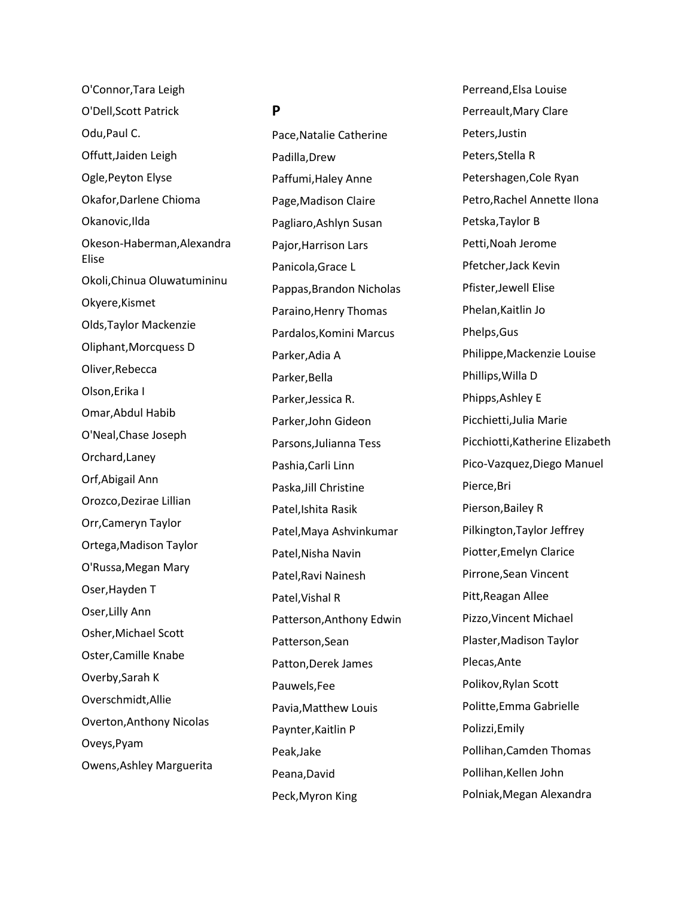O'Connor,Tara Leigh

O'Dell,Scott Patrick

Odu,Paul C.

Offutt,Jaiden Leigh

Ogle,Peyton Elyse

Okafor,Darlene Chioma

Okanovic,Ilda

Okeson-Haberman,Alexandra Elise

Okoli,Chinua Oluwatumininu

Okyere,Kismet

Olds,Taylor Mackenzie

Oliphant,Morcquess D

Oliver,Rebecca

Olson,Erika I

Omar,Abdul Habib

O'Neal,Chase Joseph

Orchard,Laney

Orf,Abigail Ann

Orozco,Dezirae Lillian

Orr,Cameryn Taylor

Ortega,Madison Taylor

O'Russa,Megan Mary

Oser,Hayden T

Oser,Lilly Ann

Osher,Michael Scott

Oster,Camille Knabe

Overby,Sarah K

Overschmidt,Allie

Overton,Anthony Nicolas

Oveys,Pyam

Owens,Ashley Marguerita

## P

Pace,Natalie Catherine

Padilla,Drew

Paffumi,Haley Anne

Page,Madison Claire

Pagliaro,Ashlyn Susan

Pajor,Harrison Lars

Panicola,Grace L

Pappas,Brandon Nicholas

Paraino,Henry Thomas

Pardalos,Komini Marcus

Parker,Adia A

Parker,Bella

Parker,Jessica R.

Parker,John Gideon

Parsons,Julianna Tess

Pashia,Carli Linn

Paska,Jill Christine

Patel,Ishita Rasik

Patel,Maya Ashvinkumar

Patel,Nisha Navin

Patel,Ravi Nainesh

Patel,Vishal R

Patterson,Anthony Edwin

Patterson,Sean

Patton,Derek James

Pauwels,Fee

Pavia,Matthew Louis

Paynter,Kaitlin P

Peak,Jake

Peana,David

Peck,Myron King

Perreand,Elsa Louise

Perreault,Mary Clare

Peters,Justin

Peters,Stella R

Petershagen,Cole Ryan

Petro,Rachel Annette Ilona

Petska,Taylor B

Petti,Noah Jerome

Pfetcher,Jack Kevin

Pfister,Jewell Elise

Phelan,Kaitlin Jo

Phelps,Gus

Philippe,Mackenzie Louise

Phillips,Willa D

Phipps,Ashley E

Picchietti,Julia Marie

Picchiotti,Katherine Elizabeth

Pico-Vazquez,Diego Manuel

Pierce,Bri

Pierson,Bailey R

Pilkington,Taylor Jeffrey

Piotter,Emelyn Clarice

Pirrone,Sean Vincent

Pitt,Reagan Allee

Pizzo,Vincent Michael

Plaster,Madison Taylor

Plecas,Ante

Polikov,Rylan Scott

Politte,Emma Gabrielle

Polizzi,Emily

Pollihan,Camden Thomas

Pollihan,Kellen John

Polniak,Megan Alexandra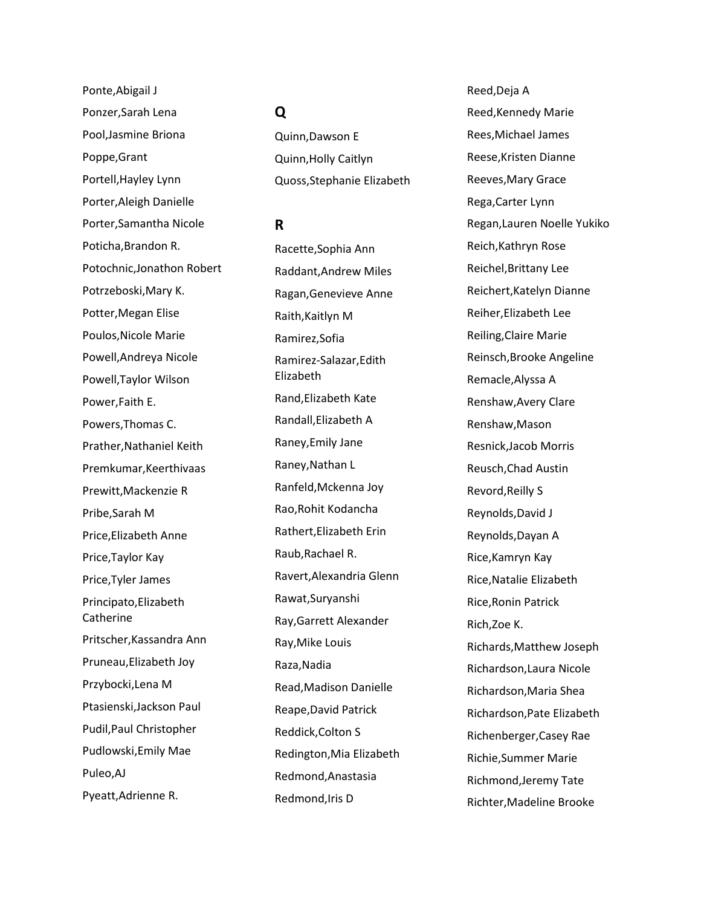Ponte,Abigail J

Ponzer,Sarah Lena

Pool,Jasmine Briona

Poppe,Grant

Portell,Hayley Lynn

Porter,Aleigh Danielle

Porter,Samantha Nicole

Poticha,Brandon R.

Potochnic,Jonathon Robert

Potrzeboski,Mary K.

Potter,Megan Elise

Poulos,Nicole Marie

Powell,Andreya Nicole

Powell,Taylor Wilson

Power,Faith E.

Powers,Thomas C.

Prather,Nathaniel Keith

Premkumar,Keerthivaas

Prewitt,Mackenzie R

Pribe,Sarah M

Price,Elizabeth Anne

Price,Taylor Kay

Price,Tyler James

Principato,Elizabeth Catherine

Pritscher,Kassandra Ann

Pruneau,Elizabeth Joy

Przybocki,Lena M

Ptasienski,Jackson Paul

Pudil,Paul Christopher

Pudlowski,Emily Mae

Puleo,AJ

Pyeatt,Adrienne R.

## Q

Quinn,Dawson E

Quinn,Holly Caitlyn

Quoss,Stephanie Elizabeth

## R

Racette,Sophia Ann

Raddant,Andrew Miles

Ragan,Genevieve Anne

Raith,Kaitlyn M

Ramirez,Sofia

Ramirez-Salazar,Edith Elizabeth

Rand,Elizabeth Kate

Randall,Elizabeth A

Raney,Emily Jane

Raney,Nathan L

Ranfeld,Mckenna Joy

Rao,Rohit Kodancha

Rathert,Elizabeth Erin

Raub,Rachael R.

Ravert,Alexandria Glenn

Rawat,Suryanshi

Ray,Garrett Alexander

Ray,Mike Louis

Raza,Nadia

Read,Madison Danielle

Reape,David Patrick

Reddick,Colton S

Redington,Mia Elizabeth

Redmond,Anastasia

Redmond,Iris D

Reed,Deja A

Reed,Kennedy Marie

Rees,Michael James

Reese,Kristen Dianne

Reeves,Mary Grace

Rega,Carter Lynn

Regan,Lauren Noelle Yukiko

Reich,Kathryn Rose

Reichel,Brittany Lee

Reichert,Katelyn Dianne

Reiher,Elizabeth Lee

Reiling,Claire Marie

Reinsch,Brooke Angeline

Remacle,Alyssa A

Renshaw,Avery Clare

Renshaw,Mason

Resnick,Jacob Morris

Reusch,Chad Austin

Revord,Reilly S

Reynolds,David J

Reynolds,Dayan A

Rice,Kamryn Kay

Rice,Natalie Elizabeth

Rice,Ronin Patrick

Rich,Zoe K.

Richards,Matthew Joseph

Richardson,Laura Nicole

Richardson,Maria Shea

Richardson,Pate Elizabeth

Richenberger,Casey Rae

Richie,Summer Marie

Richmond,Jeremy Tate

Richter,Madeline Brooke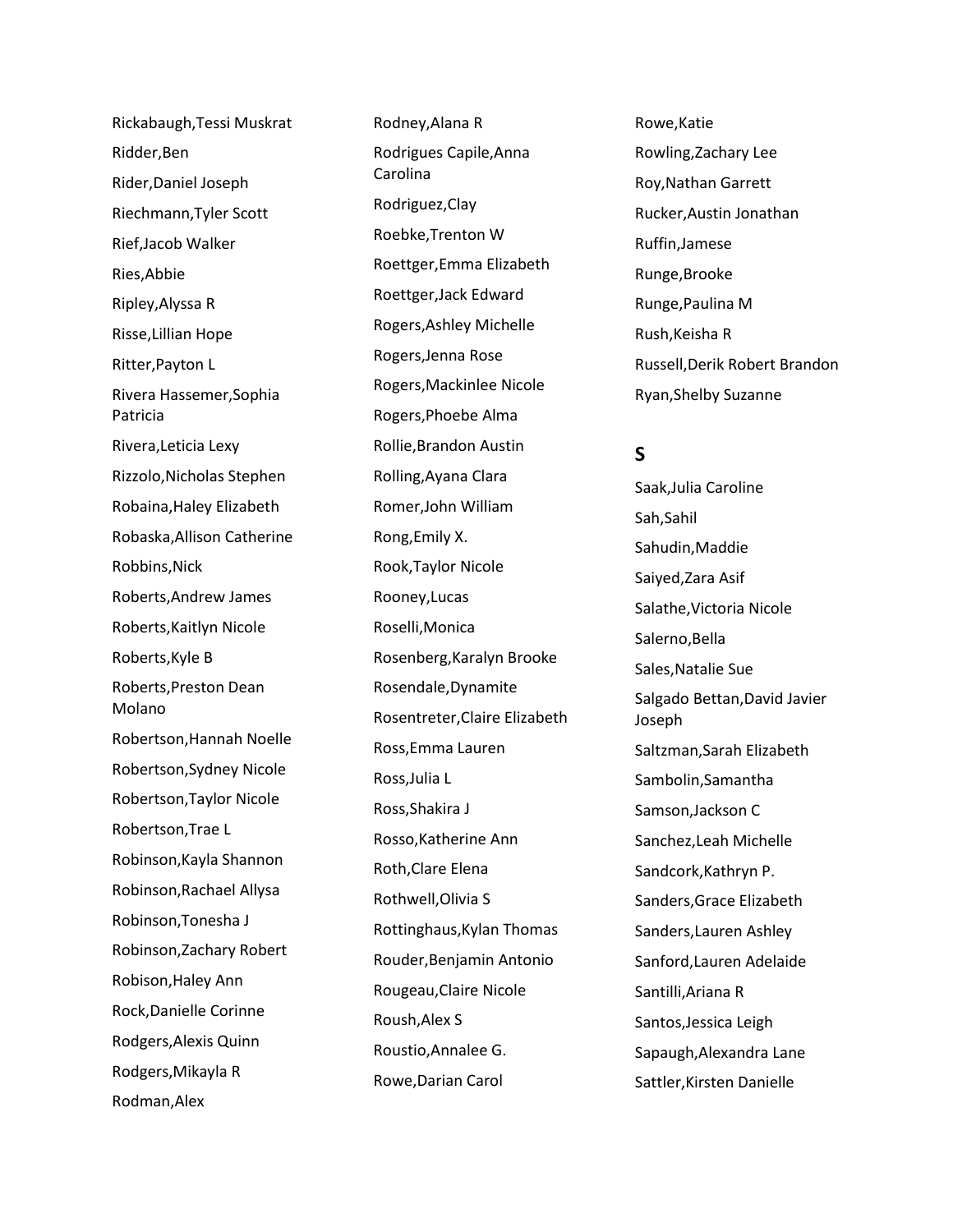Rickabaugh,Tessi Muskrat

Ridder,Ben

Rider,Daniel Joseph

Riechmann,Tyler Scott

Rief,Jacob Walker

Ries,Abbie

Ripley,Alyssa R

Risse,Lillian Hope

Ritter,Payton L

Rivera Hassemer,Sophia Patricia

Rivera,Leticia Lexy

Rizzolo,Nicholas Stephen

Robaina,Haley Elizabeth

Robaska,Allison Catherine

Robbins,Nick

Roberts,Andrew James

Roberts,Kaitlyn Nicole

Roberts,Kyle B

Roberts,Preston Dean Molano

Robertson,Hannah Noelle

Robertson,Sydney Nicole

Robertson,Taylor Nicole

Robertson,Trae L

Robinson,Kayla Shannon

Robinson,Rachael Allysa

Robinson,Tonesha J

Robinson,Zachary Robert

Robison,Haley Ann

Rock,Danielle Corinne

Rodgers,Alexis Quinn

Rodgers,Mikayla R

Rodman,Alex

Rodney,Alana R

Rodrigues Capile,Anna Carolina

Rodriguez,Clay

Roebke,Trenton W

Roettger,Emma Elizabeth

Roettger,Jack Edward

Rogers,Ashley Michelle

Rogers,Jenna Rose

Rogers,Mackinlee Nicole

Rogers,Phoebe Alma

Rollie,Brandon Austin

Rolling,Ayana Clara

Romer,John William

Rong,Emily X.

Rook,Taylor Nicole

Rooney,Lucas

Roselli,Monica

Rosenberg,Karalyn Brooke

Rosendale,Dynamite

Rosentreter,Claire Elizabeth

Ross,Emma Lauren

Ross,Julia L

Ross,Shakira J

Rosso,Katherine Ann

Roth,Clare Elena

Rothwell,Olivia S

Rottinghaus,Kylan Thomas

Rouder,Benjamin Antonio

Rougeau,Claire Nicole

Roush,Alex S

Roustio,Annalee G.

Rowe,Darian Carol

Rowe,Katie

Rowling,Zachary Lee

Roy,Nathan Garrett

Rucker,Austin Jonathan

Ruffin,Jamese

Runge,Brooke

Runge,Paulina M

Rush,Keisha R

Russell,Derik Robert Brandon

Ryan,Shelby Suzanne

## S

Saak,Julia Caroline

Sah,Sahil

Sahudin,Maddie

Saiyed,Zara Asif

Salathe,Victoria Nicole

Salerno,Bella

Sales,Natalie Sue

Salgado Bettan,David Javier Joseph

Saltzman,Sarah Elizabeth

Sambolin,Samantha

Samson,Jackson C

Sanchez,Leah Michelle

Sandcork,Kathryn P.

Sanders,Grace Elizabeth

Sanders,Lauren Ashley

Sanford,Lauren Adelaide

Santilli,Ariana R

Santos,Jessica Leigh

Sapaugh,Alexandra Lane

Sattler,Kirsten Danielle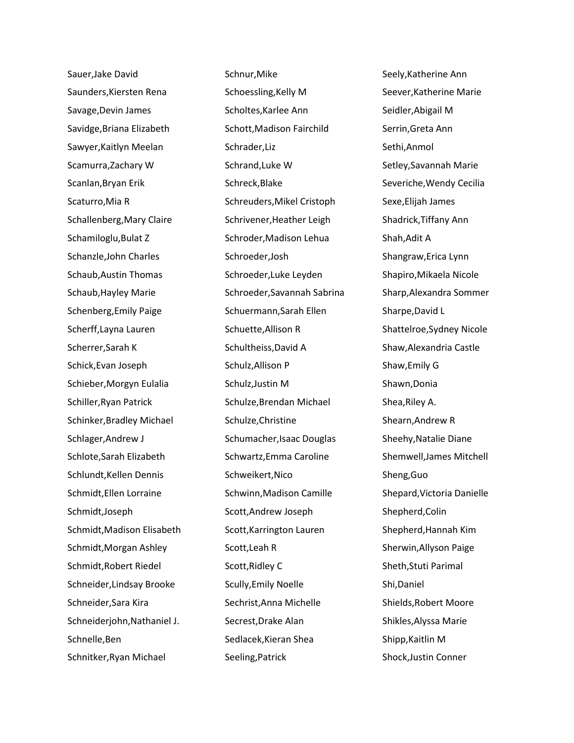Sauer,Jake David
Saunders,Kiersten Rena
Savage,Devin James
Savidge,Briana Elizabeth
Sawyer,Kaitlyn Meelan
Scamurra,Zachary W
Scanlan,Bryan Erik
Scaturro,Mia R
Schallenberg,Mary Claire
Schamiloglu,Bulat Z
Schanzle,John Charles
Schaub,Austin Thomas
Schaub,Hayley Marie
Schenberg,Emily Paige
Scherff,Layna Lauren
Scherrer,Sarah K
Schick,Evan Joseph
Schieber,Morgyn Eulalia
Schiller,Ryan Patrick
Schinker,Bradley Michael
Schlager,Andrew J
Schlote,Sarah Elizabeth
Schlundt,Kellen Dennis
Schmidt,Ellen Lorraine
Schmidt,Joseph
Schmidt,Madison Elisabeth
Schmidt,Morgan Ashley
Schmidt,Robert Riedel
Schneider,Lindsay Brooke
Schneider,Sara Kira
Schneiderjohn,Nathaniel J.
Schnelle,Ben
Schnitker,Ryan Michael
Schnur,Mike
Schoessling,Kelly M
Scholtes,Karlee Ann
Schott,Madison Fairchild
Schrader,Liz
Schrand,Luke W
Schreck,Blake
Schreuders,Mikel Cristoph
Schrivener,Heather Leigh
Schroder,Madison Lehua
Schroeder,Josh
Schroeder,Luke Leyden
Schroeder,Savannah Sabrina
Schuermann,Sarah Ellen
Schuette,Allison R
Schultheiss,David A
Schulz,Allison P
Schulz,Justin M
Schulze,Brendan Michael
Schulze,Christine
Schumacher,Isaac Douglas
Schwartz,Emma Caroline
Schweikert,Nico
Schwinn,Madison Camille
Scott,Andrew Joseph
Scott,Karrington Lauren
Scott,Leah R
Scott,Ridley C
Scully,Emily Noelle
Sechrist,Anna Michelle
Secrest,Drake Alan
Sedlacek,Kieran Shea
Seeling,Patrick
Seely,Katherine Ann
Seever,Katherine Marie
Seidler,Abigail M
Serrin,Greta Ann
Sethi,Anmol
Setley,Savannah Marie
Severiche,Wendy Cecilia
Sexe,Elijah James
Shadrick,Tiffany Ann
Shah,Adit A
Shangraw,Erica Lynn
Shapiro,Mikaela Nicole
Sharp,Alexandra Sommer
Sharpe,David L
Shattelroe,Sydney Nicole
Shaw,Alexandria Castle
Shaw,Emily G
Shawn,Donia
Shea,Riley A.
Shearn,Andrew R
Sheehy,Natalie Diane
Shemwell,James Mitchell
Sheng,Guo
Shepard,Victoria Danielle
Shepherd,Colin
Shepherd,Hannah Kim
Sherwin,Allyson Paige
Sheth,Stuti Parimal
Shi,Daniel
Shields,Robert Moore
Shikles,Alyssa Marie
Shipp,Kaitlin M
Shock,Justin Conner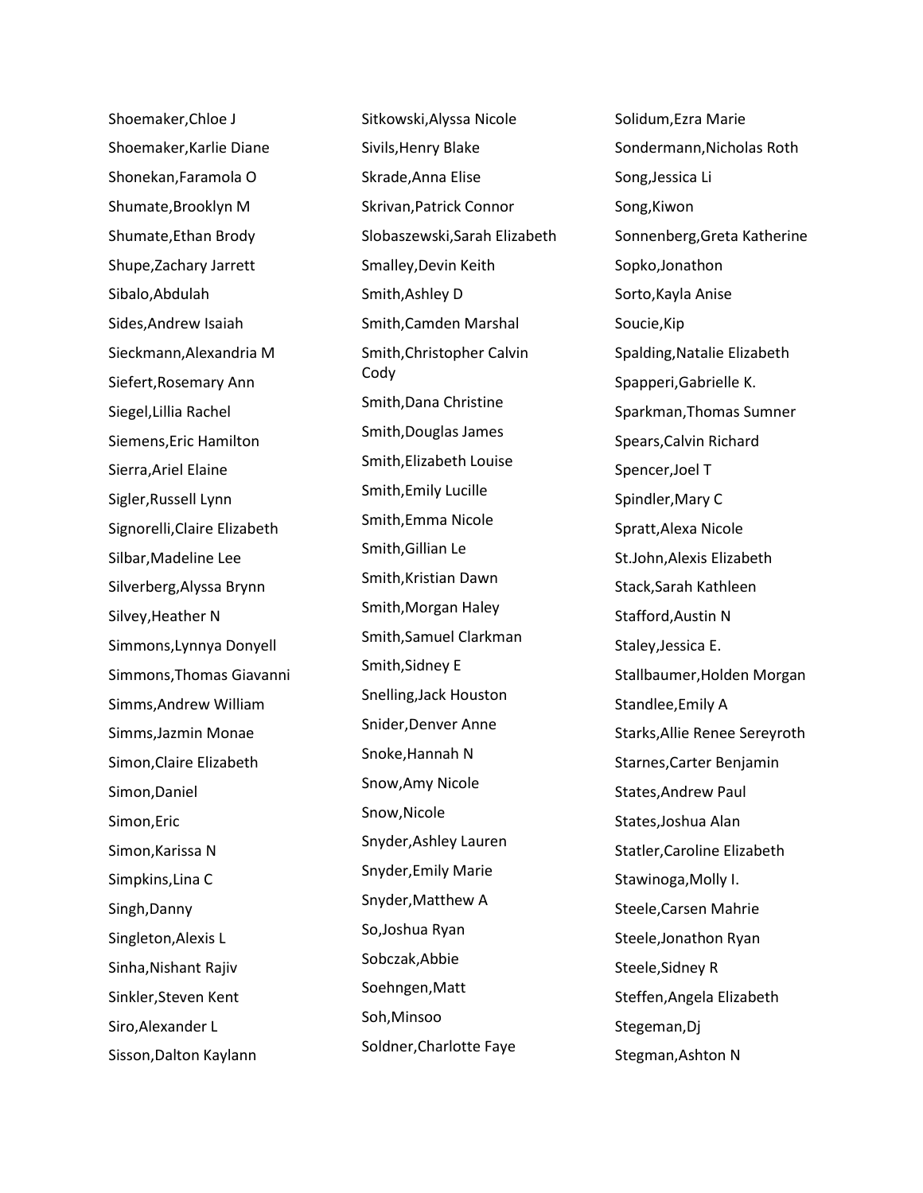Shoemaker,Chloe J
Shoemaker,Karlie Diane
Shonekan,Faramola O
Shumate,Brooklyn M
Shumate,Ethan Brody
Shupe,Zachary Jarrett
Sibalo,Abdulah
Sides,Andrew Isaiah
Sieckmann,Alexandria M
Siefert,Rosemary Ann
Siegel,Lillia Rachel
Siemens,Eric Hamilton
Sierra,Ariel Elaine
Sigler,Russell Lynn
Signorelli,Claire Elizabeth
Silbar,Madeline Lee
Silverberg,Alyssa Brynn
Silvey,Heather N
Simmons,Lynnya Donyell
Simmons,Thomas Giavanni
Simms,Andrew William
Simms,Jazmin Monae
Simon,Claire Elizabeth
Simon,Daniel
Simon,Eric
Simon,Karissa N
Simpkins,Lina C
Singh,Danny
Singleton,Alexis L
Sinha,Nishant Rajiv
Sinkler,Steven Kent
Siro,Alexander L
Sisson,Dalton Kaylann
Sitkowski,Alyssa Nicole
Sivils,Henry Blake
Skrade,Anna Elise
Skrivan,Patrick Connor
Slobaszewski,Sarah Elizabeth
Smalley,Devin Keith
Smith,Ashley D
Smith,Camden Marshal
Smith,Christopher Calvin Cody
Smith,Dana Christine
Smith,Douglas James
Smith,Elizabeth Louise
Smith,Emily Lucille
Smith,Emma Nicole
Smith,Gillian Le
Smith,Kristian Dawn
Smith,Morgan Haley
Smith,Samuel Clarkman
Smith,Sidney E
Snelling,Jack Houston
Snider,Denver Anne
Snoke,Hannah N
Snow,Amy Nicole
Snow,Nicole
Snyder,Ashley Lauren
Snyder,Emily Marie
Snyder,Matthew A
So,Joshua Ryan
Sobczak,Abbie
Soehngen,Matt
Soh,Minsoo
Soldner,Charlotte Faye
Solidum,Ezra Marie
Sondermann,Nicholas Roth
Song,Jessica Li
Song,Kiwon
Sonnenberg,Greta Katherine
Sopko,Jonathon
Sorto,Kayla Anise
Soucie,Kip
Spalding,Natalie Elizabeth
Spapperi,Gabrielle K.
Sparkman,Thomas Sumner
Spears,Calvin Richard
Spencer,Joel T
Spindler,Mary C
Spratt,Alexa Nicole
St.John,Alexis Elizabeth
Stack,Sarah Kathleen
Stafford,Austin N
Staley,Jessica E.
Stallbaumer,Holden Morgan
Standlee,Emily A
Starks,Allie Renee Sereyroth
Starnes,Carter Benjamin
States,Andrew Paul
States,Joshua Alan
Statler,Caroline Elizabeth
Stawinoga,Molly I.
Steele,Carsen Mahrie
Steele,Jonathon Ryan
Steele,Sidney R
Steffen,Angela Elizabeth
Stegeman,Dj
Stegman,Ashton N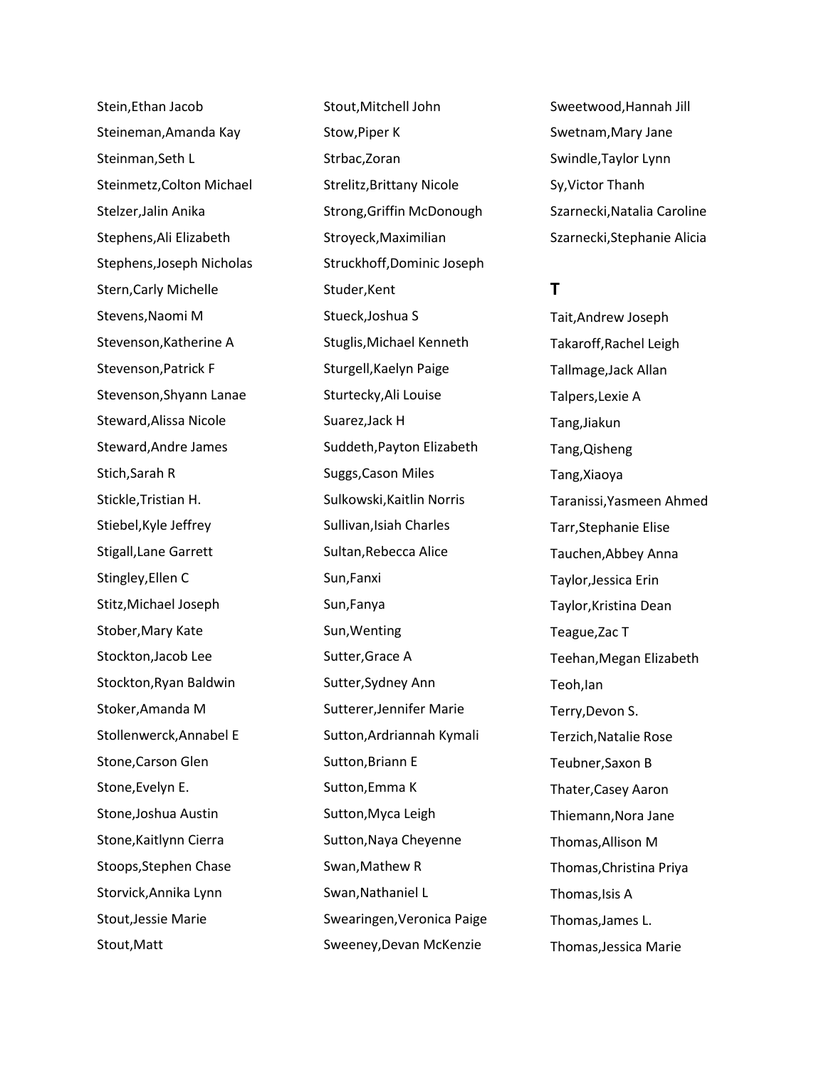Stein,Ethan Jacob
Steineman,Amanda Kay
Steinman,Seth L
Steinmetz,Colton Michael
Stelzer,Jalin Anika
Stephens,Ali Elizabeth
Stephens,Joseph Nicholas
Stern,Carly Michelle
Stevens,Naomi M
Stevenson,Katherine A
Stevenson,Patrick F
Stevenson,Shyann Lanae
Steward,Alissa Nicole
Steward,Andre James
Stich,Sarah R
Stickle,Tristian H.
Stiebel,Kyle Jeffrey
Stigall,Lane Garrett
Stingley,Ellen C
Stitz,Michael Joseph
Stober,Mary Kate
Stockton,Jacob Lee
Stockton,Ryan Baldwin
Stoker,Amanda M
Stollenwerck,Annabel E
Stone,Carson Glen
Stone,Evelyn E.
Stone,Joshua Austin
Stone,Kaitlynn Cierra
Stoops,Stephen Chase
Storvick,Annika Lynn
Stout,Jessie Marie
Stout,Matt
Stout,Mitchell John
Stow,Piper K
Strbac,Zoran
Strelitz,Brittany Nicole
Strong,Griffin McDonough
Stroyeck,Maximilian
Struckhoff,Dominic Joseph
Studer,Kent
Stueck,Joshua S
Stuglis,Michael Kenneth
Sturgell,Kaelyn Paige
Sturtecky,Ali Louise
Suarez,Jack H
Suddeth,Payton Elizabeth
Suggs,Cason Miles
Sulkowski,Kaitlin Norris
Sullivan,Isiah Charles
Sultan,Rebecca Alice
Sun,Fanxi
Sun,Fanya
Sun,Wenting
Sutter,Grace A
Sutter,Sydney Ann
Sutterer,Jennifer Marie
Sutton,Ardriannah Kymali
Sutton,Briann E
Sutton,Emma K
Sutton,Myca Leigh
Sutton,Naya Cheyenne
Swan,Mathew R
Swan,Nathaniel L
Swearingen,Veronica Paige
Sweeney,Devan McKenzie
Sweetwood,Hannah Jill
Swetnam,Mary Jane
Swindle,Taylor Lynn
Sy,Victor Thanh
Szarnecki,Natalia Caroline
Szarnecki,Stephanie Alicia

## T

Tait,Andrew Joseph
Takaroff,Rachel Leigh
Tallmage,Jack Allan
Talpers,Lexie A
Tang,Jiakun
Tang,Qisheng
Tang,Xiaoya
Taranissi,Yasmeen Ahmed
Tarr,Stephanie Elise
Tauchen,Abbey Anna
Taylor,Jessica Erin
Taylor,Kristina Dean
Teague,Zac T
Teehan,Megan Elizabeth
Teoh,Ian
Terry,Devon S.
Terzich,Natalie Rose
Teubner,Saxon B
Thater,Casey Aaron
Thiemann,Nora Jane
Thomas,Allison M
Thomas,Christina Priya
Thomas,Isis A
Thomas,James L.
Thomas,Jessica Marie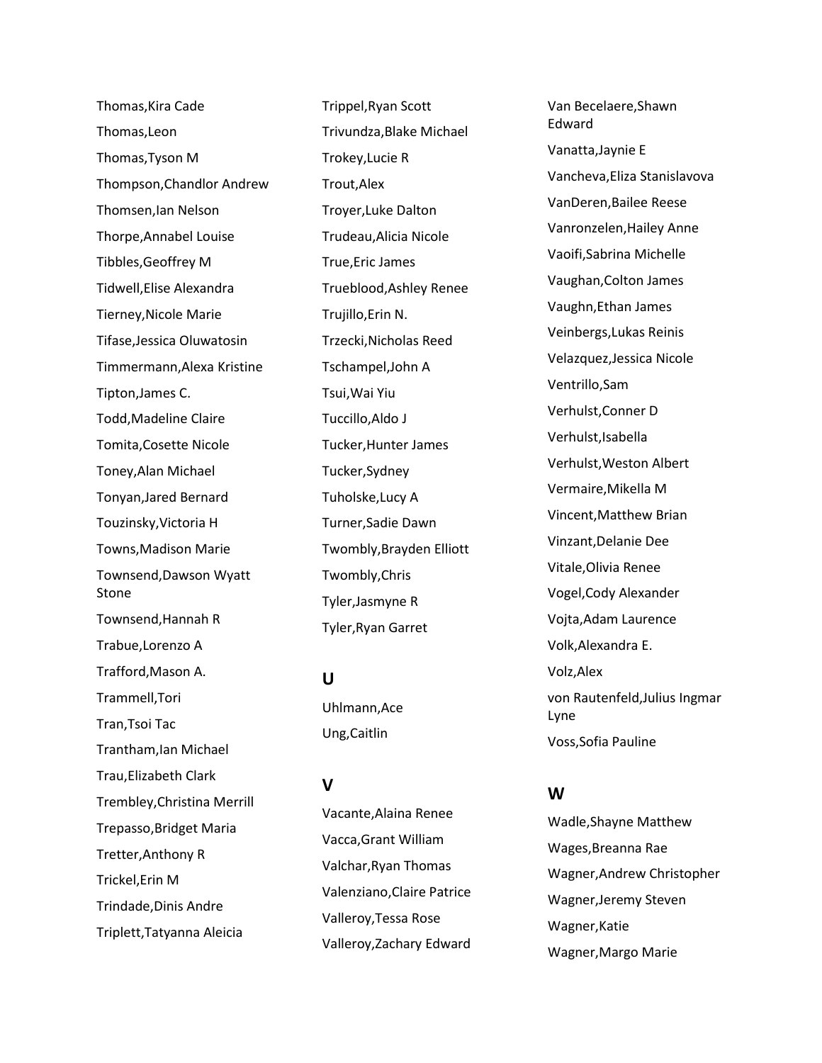Thomas,Kira Cade

Thomas,Leon

Thomas,Tyson M

Thompson,Chandlor Andrew

Thomsen,Ian Nelson

Thorpe,Annabel Louise

Tibbles,Geoffrey M

Tidwell,Elise Alexandra

Tierney,Nicole Marie

Tifase,Jessica Oluwatosin

Timmermann,Alexa Kristine

Tipton,James C.

Todd,Madeline Claire

Tomita,Cosette Nicole

Toney,Alan Michael

Tonyan,Jared Bernard

Touzinsky,Victoria H

Towns,Madison Marie

Townsend,Dawson Wyatt Stone

Townsend,Hannah R

Trabue,Lorenzo A

Trafford,Mason A.

Trammell,Tori

Tran,Tsoi Tac

Trantham,Ian Michael

Trau,Elizabeth Clark

Trembley,Christina Merrill

Trepasso,Bridget Maria

Tretter,Anthony R

Trickel,Erin M

Trindade,Dinis Andre

Triplett,Tatyanna Aleicia

Trippel,Ryan Scott

Trivundza,Blake Michael

Trokey,Lucie R

Trout,Alex

Troyer,Luke Dalton

Trudeau,Alicia Nicole

True,Eric James

Trueblood,Ashley Renee

Trujillo,Erin N.

Trzecki,Nicholas Reed

Tschampel,John A

Tsui,Wai Yiu

Tuccillo,Aldo J

Tucker,Hunter James

Tucker,Sydney

Tuholske,Lucy A

Turner,Sadie Dawn

Twombly,Brayden Elliott

Twombly,Chris

Tyler,Jasmyne R

Tyler,Ryan Garret

## U

Uhlmann,Ace

Ung,Caitlin

## V

Vacante,Alaina Renee

Vacca,Grant William

Valchar,Ryan Thomas

Valenziano,Claire Patrice

Valleroy,Tessa Rose

Valleroy,Zachary Edward

Van Becelaere,Shawn Edward

Vanatta,Jaynie E

Vancheva,Eliza Stanislavova

VanDeren,Bailee Reese

Vanronzelen,Hailey Anne

Vaoifi,Sabrina Michelle

Vaughan,Colton James

Vaughn,Ethan James

Veinbergs,Lukas Reinis

Velazquez,Jessica Nicole

Ventrillo,Sam

Verhulst,Conner D

Verhulst,Isabella

Verhulst,Weston Albert

Vermaire,Mikella M

Vincent,Matthew Brian

Vinzant,Delanie Dee

Vitale,Olivia Renee

Vogel,Cody Alexander

Vojta,Adam Laurence

Volk,Alexandra E.

Volz,Alex

von Rautenfeld,Julius Ingmar Lyne

Voss,Sofia Pauline

## W

Wadle,Shayne Matthew

Wages,Breanna Rae

Wagner,Andrew Christopher

Wagner,Jeremy Steven

Wagner,Katie

Wagner,Margo Marie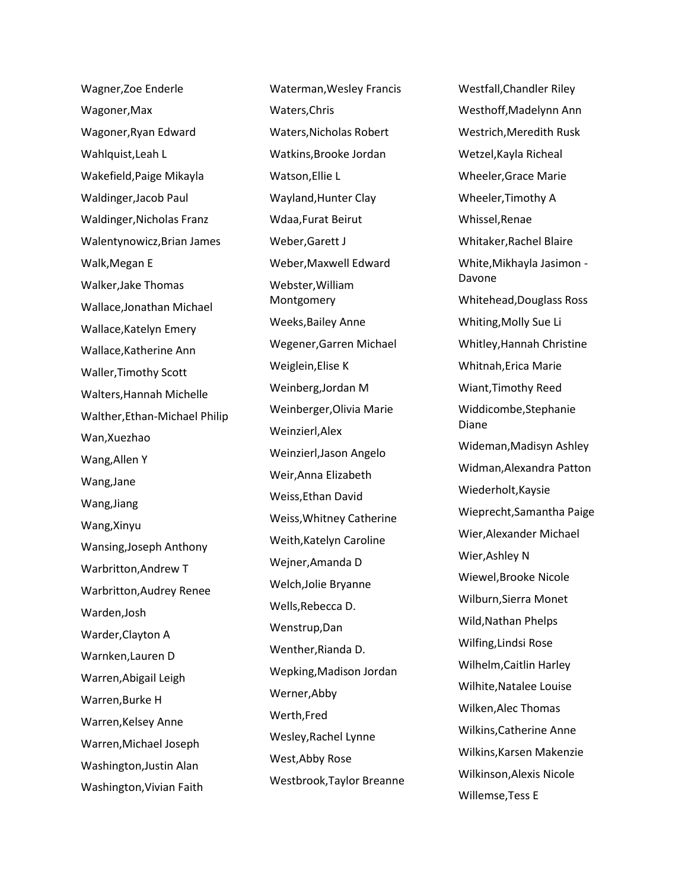Wagner,Zoe Enderle
Wagoner,Max
Wagoner,Ryan Edward
Wahlquist,Leah L
Wakefield,Paige Mikayla
Waldinger,Jacob Paul
Waldinger,Nicholas Franz
Walentynowicz,Brian James
Walk,Megan E
Walker,Jake Thomas
Wallace,Jonathan Michael
Wallace,Katelyn Emery
Wallace,Katherine Ann
Waller,Timothy Scott
Walters,Hannah Michelle
Walther,Ethan-Michael Philip
Wan,Xuezhao
Wang,Allen Y
Wang,Jane
Wang,Jiang
Wang,Xinyu
Wansing,Joseph Anthony
Warbritton,Andrew T
Warbritton,Audrey Renee
Warden,Josh
Warder,Clayton A
Warnken,Lauren D
Warren,Abigail Leigh
Warren,Burke H
Warren,Kelsey Anne
Warren,Michael Joseph
Washington,Justin Alan
Washington,Vivian Faith
Waterman,Wesley Francis
Waters,Chris
Waters,Nicholas Robert
Watkins,Brooke Jordan
Watson,Ellie L
Wayland,Hunter Clay
Wdaa,Furat Beirut
Weber,Garett J
Weber,Maxwell Edward
Webster,William Montgomery
Weeks,Bailey Anne
Wegener,Garren Michael
Weiglein,Elise K
Weinberg,Jordan M
Weinberger,Olivia Marie
Weinzierl,Alex
Weinzierl,Jason Angelo
Weir,Anna Elizabeth
Weiss,Ethan David
Weiss,Whitney Catherine
Weith,Katelyn Caroline
Wejner,Amanda D
Welch,Jolie Bryanne
Wells,Rebecca D.
Wenstrup,Dan
Wenther,Rianda D.
Wepking,Madison Jordan
Werner,Abby
Werth,Fred
Wesley,Rachel Lynne
West,Abby Rose
Westbrook,Taylor Breanne
Westfall,Chandler Riley
Westhoff,Madelynn Ann
Westrich,Meredith Rusk
Wetzel,Kayla Richeal
Wheeler,Grace Marie
Wheeler,Timothy A
Whissel,Renae
Whitaker,Rachel Blaire
White,Mikhayla Jasimon - Davone
Whitehead,Douglass Ross
Whiting,Molly Sue Li
Whitley,Hannah Christine
Whitnah,Erica Marie
Wiant,Timothy Reed
Widdicombe,Stephanie Diane
Wideman,Madisyn Ashley
Widman,Alexandra Patton
Wiederholt,Kaysie
Wieprecht,Samantha Paige
Wier,Alexander Michael
Wier,Ashley N
Wiewel,Brooke Nicole
Wilburn,Sierra Monet
Wild,Nathan Phelps
Wilfing,Lindsi Rose
Wilhelm,Caitlin Harley
Wilhite,Natalee Louise
Wilken,Alec Thomas
Wilkins,Catherine Anne
Wilkins,Karsen Makenzie
Wilkinson,Alexis Nicole
Willemse,Tess E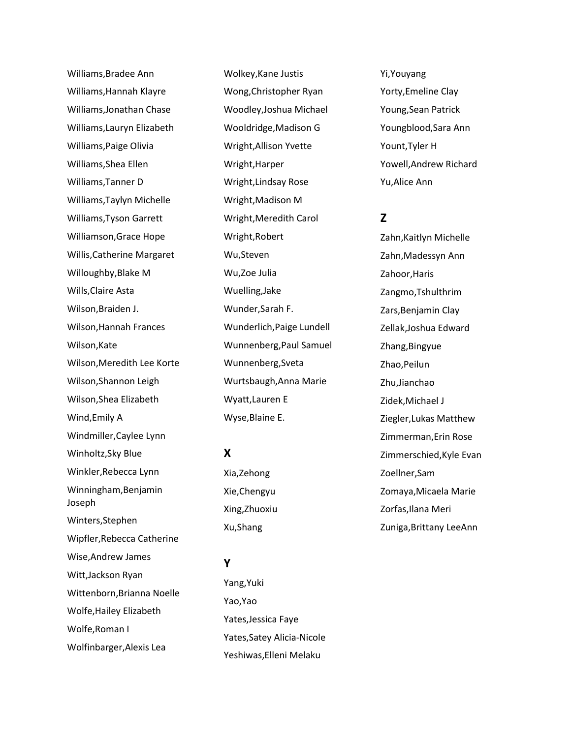Williams,Bradee Ann

Williams,Hannah Klayre

Williams,Jonathan Chase

Williams,Lauryn Elizabeth

Williams,Paige Olivia

Williams,Shea Ellen

Williams,Tanner D

Williams,Taylyn Michelle

Williams,Tyson Garrett

Williamson,Grace Hope

Willis,Catherine Margaret

Willoughby,Blake M

Wills,Claire Asta

Wilson,Braiden J.

Wilson,Hannah Frances

Wilson,Kate

Wilson,Meredith Lee Korte

Wilson,Shannon Leigh

Wilson,Shea Elizabeth

Wind,Emily A

Windmiller,Caylee Lynn

Winholtz,Sky Blue

Winkler,Rebecca Lynn

Winningham,Benjamin Joseph

Winters,Stephen

Wipfler,Rebecca Catherine

Wise,Andrew James

Witt,Jackson Ryan

Wittenborn,Brianna Noelle

Wolfe,Hailey Elizabeth

Wolfe,Roman I

Wolfinbarger,Alexis Lea

Wolkey,Kane Justis

Wong,Christopher Ryan

Woodley,Joshua Michael

Wooldridge,Madison G

Wright,Allison Yvette

Wright,Harper

Wright,Lindsay Rose

Wright,Madison M

Wright,Meredith Carol

Wright,Robert

Wu,Steven

Wu,Zoe Julia

Wuelling,Jake

Wunder,Sarah F.

Wunderlich,Paige Lundell

Wunnenberg,Paul Samuel

Wunnenberg,Sveta

Wurtsbaugh,Anna Marie

Wyatt,Lauren E

Wyse,Blaine E.

## X

Xia,Zehong

Xie,Chengyu

Xing,Zhuoxiu

Xu,Shang

## Y

Yang,Yuki

Yao,Yao

Yates,Jessica Faye

Yates,Satey Alicia-Nicole

Yeshiwas,Elleni Melaku

Yi,Youyang

Yorty,Emeline Clay

Young,Sean Patrick

Youngblood,Sara Ann

Yount,Tyler H

Yowell,Andrew Richard

Yu,Alice Ann

## Z

Zahn,Kaitlyn Michelle

Zahn,Madessyn Ann

Zahoor,Haris

Zangmo,Tshulthrim

Zars,Benjamin Clay

Zellak,Joshua Edward

Zhang,Bingyue

Zhao,Peilun

Zhu,Jianchao

Zidek,Michael J

Ziegler,Lukas Matthew

Zimmerman,Erin Rose

Zimmerschied,Kyle Evan

Zoellner,Sam

Zomaya,Micaela Marie

Zorfas,Ilana Meri

Zuniga,Brittany LeeAnn